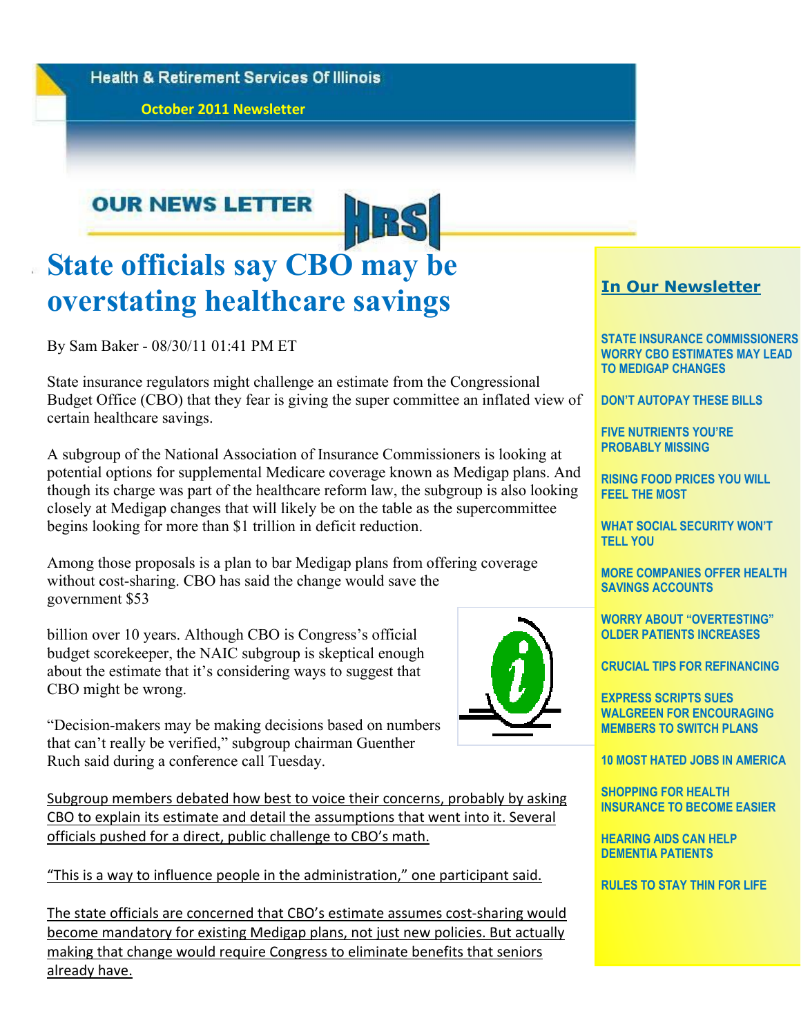Health & Retirement Services Of Illinois

October 2011 Newsletter

OUR NEWS LETTER

# State officials say CBO may be overstating healthcare savings

By Sam Baker - 08/30/11 01:41 PM ET

State insurance regulators might challenge an estimate from the Congressional Budget Office (CBO) that they fear is giving the super committee an inflated view of certain healthcare savings.

A subgroup of the National Association of Insurance Commissioners is looking at potential options for supplemental Medicare coverage known as Medigap plans. And though its charge was part of the healthcare reform law, the subgroup is also looking closely at Medigap changes that will likely be on the table as the supercommittee begins looking for more than $1 trillion in deficit reduction.

Among those proposals is a plan to bar Medigap plans from offering coverage without cost-sharing. CBO has said the change would save the government $53 billion over 10 years. Although CBO is Congress's official budget scorekeeper, the NAIC subgroup is skeptical enough about the estimate that it's considering ways to suggest that CBO might be wrong.

"Decision-makers may be making decisions based on numbers that can't really be verified," subgroup chairman Guenther Ruch said during a conference call Tuesday.

Subgroup members debated how best to voice their concerns, probably by asking CBO to explain its estimate and detail the assumptions that went into it. Several officials pushed for a direct, public challenge to CBO's math.

"This is a way to influence people in the administration," one participant said.

The state officials are concerned that CBO's estimate assumes cost-sharing would become mandatory for existing Medigap plans, not just new policies. But actually making that change would require Congress to eliminate benefits that seniors already have.

## In Our Newsletter

- STATE INSURANCE COMMISSIONERS WORRY CBO ESTIMATES MAY LEAD TO MEDIGAP CHANGES
- DON'T AUTOPAY THESE BILLS
- FIVE NUTRIENTS YOU'RE PROBABLY MISSING
- RISING FOOD PRICES YOU WILL FEEL THE MOST
- WHAT SOCIAL SECURITY WON'T TELL YOU
- MORE COMPANIES OFFER HEALTH SAVINGS ACCOUNTS
- WORRY ABOUT "OVERTESTING" OLDER PATIENTS INCREASES
- CRUCIAL TIPS FOR REFINANCING
- EXPRESS SCRIPTS SUES WALGREEN FOR ENCOURAGING MEMBERS TO SWITCH PLANS
- 10 MOST HATED JOBS IN AMERICA
- SHOPPING FOR HEALTH INSURANCE TO BECOME EASIER
- HEARING AIDS CAN HELP DEMENTIA PATIENTS
- RULES TO STAY THIN FOR LIFE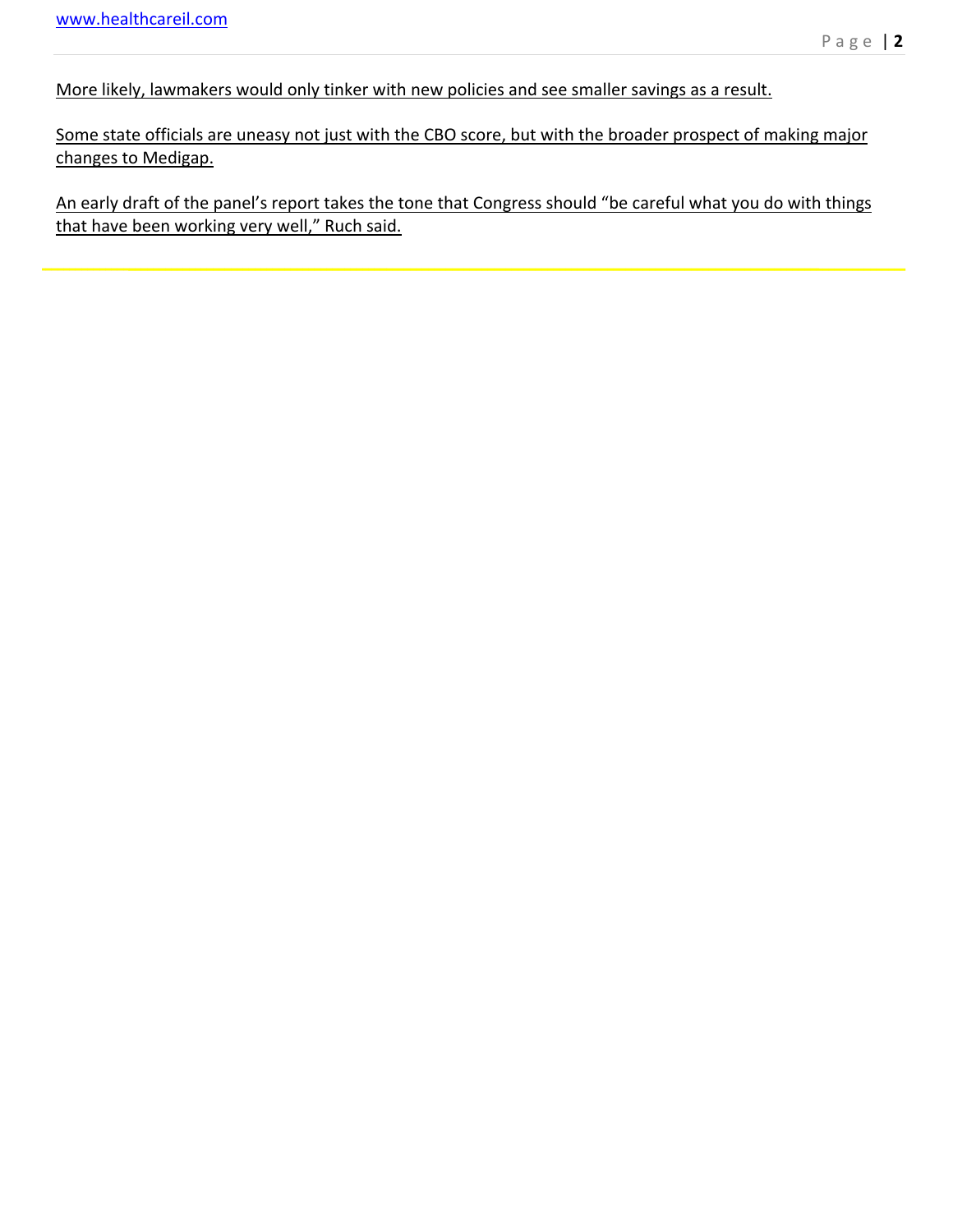More likely, lawmakers would only tinker with new policies and see smaller savings as a result.

Some state officials are uneasy not just with the CBO score, but with the broader prospect of making major changes to Medigap.

An early draft of the panel's report takes the tone that Congress should "be careful what you do with things that have been working very well," Ruch said.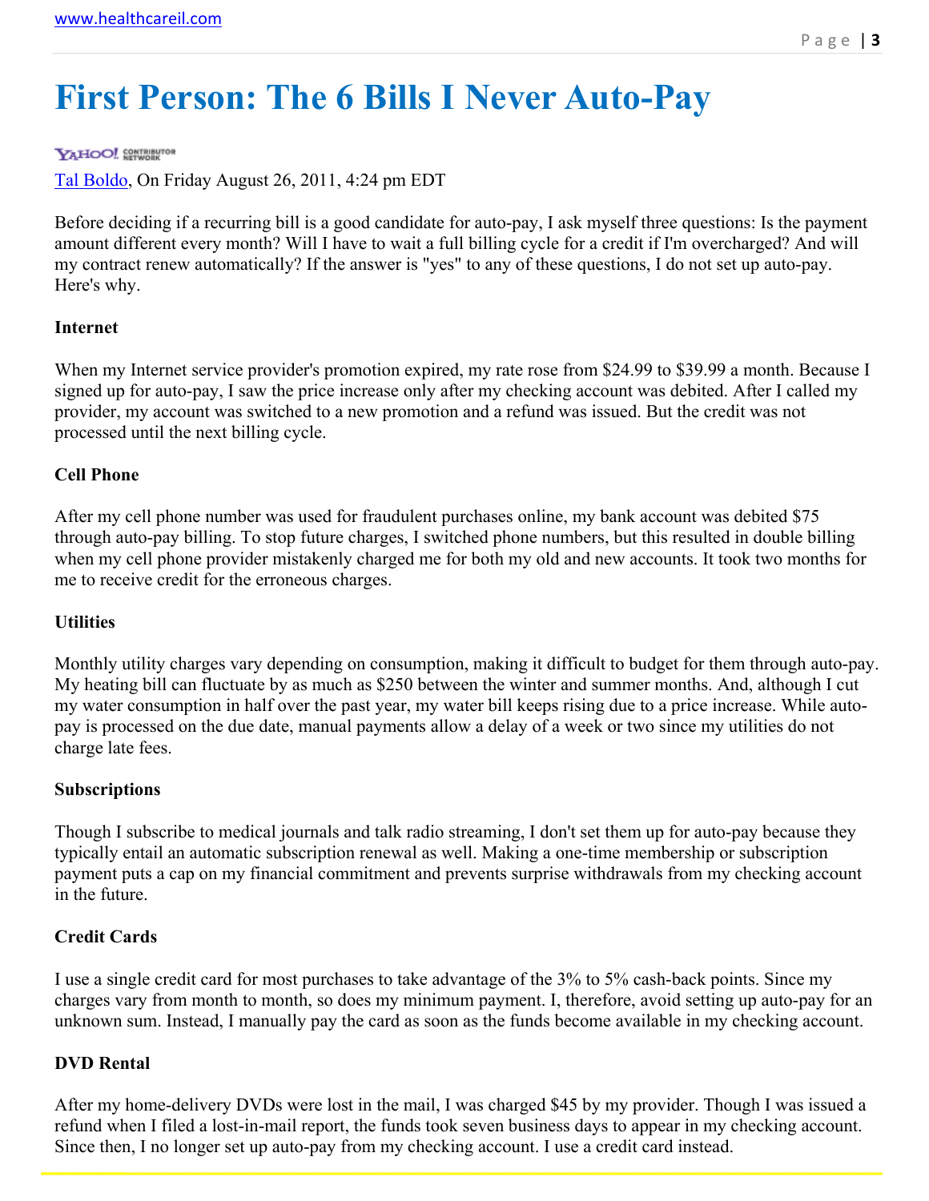# First Person: The 6 Bills I Never Auto-Pay

YAHOO! CONTRIBUTOR NETWORK

Tal Boldo, On Friday August 26, 2011, 4:24 pm EDT

Before deciding if a recurring bill is a good candidate for auto-pay, I ask myself three questions: Is the payment amount different every month? Will I have to wait a full billing cycle for a credit if I'm overcharged? And will my contract renew automatically? If the answer is "yes" to any of these questions, I do not set up auto-pay. Here's why.

**Internet**

When my Internet service provider's promotion expired, my rate rose from $24.99 to $39.99 a month. Because I signed up for auto-pay, I saw the price increase only after my checking account was debited. After I called my provider, my account was switched to a new promotion and a refund was issued. But the credit was not processed until the next billing cycle.

**Cell Phone**

After my cell phone number was used for fraudulent purchases online, my bank account was debited $75 through auto-pay billing. To stop future charges, I switched phone numbers, but this resulted in double billing when my cell phone provider mistakenly charged me for both my old and new accounts. It took two months for me to receive credit for the erroneous charges.

**Utilities**

Monthly utility charges vary depending on consumption, making it difficult to budget for them through auto-pay. My heating bill can fluctuate by as much as $250 between the winter and summer months. And, although I cut my water consumption in half over the past year, my water bill keeps rising due to a price increase. While auto-pay is processed on the due date, manual payments allow a delay of a week or two since my utilities do not charge late fees.

**Subscriptions**

Though I subscribe to medical journals and talk radio streaming, I don't set them up for auto-pay because they typically entail an automatic subscription renewal as well. Making a one-time membership or subscription payment puts a cap on my financial commitment and prevents surprise withdrawals from my checking account in the future.

**Credit Cards**

I use a single credit card for most purchases to take advantage of the 3% to 5% cash-back points. Since my charges vary from month to month, so does my minimum payment. I, therefore, avoid setting up auto-pay for an unknown sum. Instead, I manually pay the card as soon as the funds become available in my checking account.

**DVD Rental**

After my home-delivery DVDs were lost in the mail, I was charged $45 by my provider. Though I was issued a refund when I filed a lost-in-mail report, the funds took seven business days to appear in my checking account. Since then, I no longer set up auto-pay from my checking account. I use a credit card instead.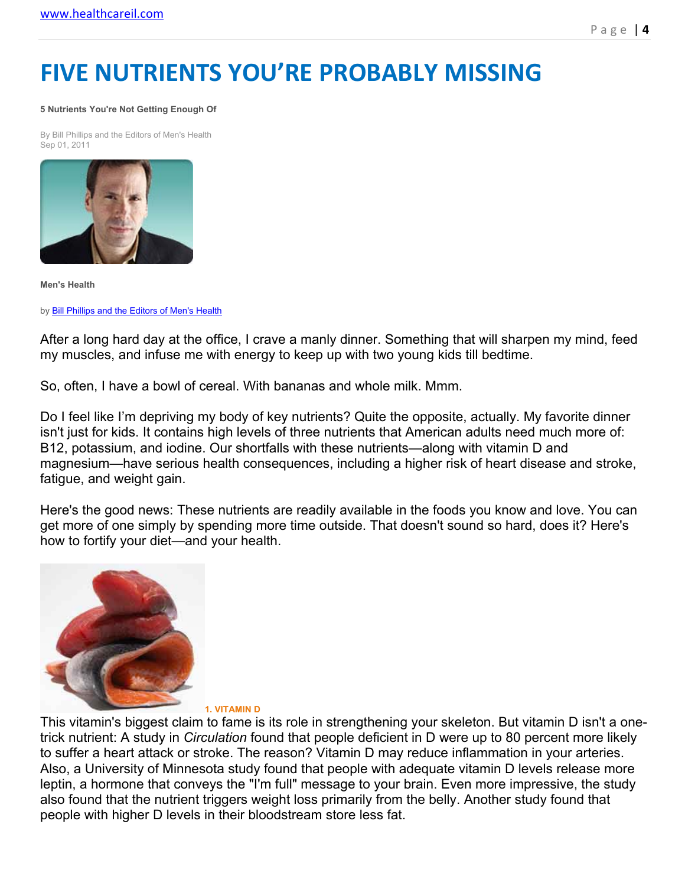# FIVE NUTRIENTS YOU'RE PROBABLY MISSING

**5 Nutrients You're Not Getting Enough Of**

By Bill Phillips and the Editors of Men's Health
Sep 01, 2011

**Men's Health**

by Bill Phillips and the Editors of Men's Health

After a long hard day at the office, I crave a manly dinner. Something that will sharpen my mind, feed my muscles, and infuse me with energy to keep up with two young kids till bedtime.

So, often, I have a bowl of cereal. With bananas and whole milk. Mmm.

Do I feel like I'm depriving my body of key nutrients? Quite the opposite, actually. My favorite dinner isn't just for kids. It contains high levels of three nutrients that American adults need much more of: B12, potassium, and iodine. Our shortfalls with these nutrients—along with vitamin D and magnesium—have serious health consequences, including a higher risk of heart disease and stroke, fatigue, and weight gain.

Here's the good news: These nutrients are readily available in the foods you know and love. You can get more of one simply by spending more time outside. That doesn't sound so hard, does it? Here's how to fortify your diet—and your health.

**1. VITAMIN D**

This vitamin's biggest claim to fame is its role in strengthening your skeleton. But vitamin D isn't a one-trick nutrient: A study in *Circulation* found that people deficient in D were up to 80 percent more likely to suffer a heart attack or stroke. The reason? Vitamin D may reduce inflammation in your arteries. Also, a University of Minnesota study found that people with adequate vitamin D levels release more leptin, a hormone that conveys the "I'm full" message to your brain. Even more impressive, the study also found that the nutrient triggers weight loss primarily from the belly. Another study found that people with higher D levels in their bloodstream store less fat.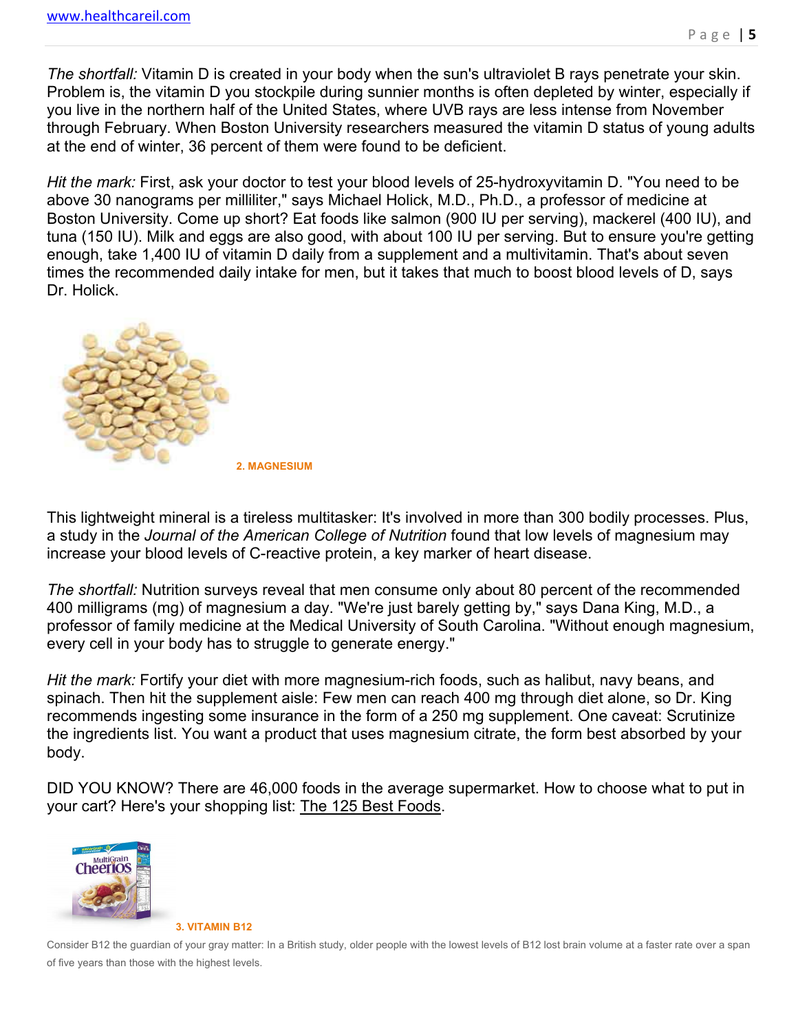*The shortfall:* Vitamin D is created in your body when the sun's ultraviolet B rays penetrate your skin. Problem is, the vitamin D you stockpile during sunnier months is often depleted by winter, especially if you live in the northern half of the United States, where UVB rays are less intense from November through February. When Boston University researchers measured the vitamin D status of young adults at the end of winter, 36 percent of them were found to be deficient.

*Hit the mark:* First, ask your doctor to test your blood levels of 25-hydroxyvitamin D. "You need to be above 30 nanograms per milliliter," says Michael Holick, M.D., Ph.D., a professor of medicine at Boston University. Come up short? Eat foods like salmon (900 IU per serving), mackerel (400 IU), and tuna (150 IU). Milk and eggs are also good, with about 100 IU per serving. But to ensure you're getting enough, take 1,400 IU of vitamin D daily from a supplement and a multivitamin. That's about seven times the recommended daily intake for men, but it takes that much to boost blood levels of D, says Dr. Holick.

### 2. MAGNESIUM

This lightweight mineral is a tireless multitasker: It's involved in more than 300 bodily processes. Plus, a study in the *Journal of the American College of Nutrition* found that low levels of magnesium may increase your blood levels of C-reactive protein, a key marker of heart disease.

*The shortfall:* Nutrition surveys reveal that men consume only about 80 percent of the recommended 400 milligrams (mg) of magnesium a day. "We're just barely getting by," says Dana King, M.D., a professor of family medicine at the Medical University of South Carolina. "Without enough magnesium, every cell in your body has to struggle to generate energy."

*Hit the mark:* Fortify your diet with more magnesium-rich foods, such as halibut, navy beans, and spinach. Then hit the supplement aisle: Few men can reach 400 mg through diet alone, so Dr. King recommends ingesting some insurance in the form of a 250 mg supplement. One caveat: Scrutinize the ingredients list. You want a product that uses magnesium citrate, the form best absorbed by your body.

DID YOU KNOW? There are 46,000 foods in the average supermarket. How to choose what to put in your cart? Here's your shopping list: The 125 Best Foods.

### 3. VITAMIN B12

Consider B12 the guardian of your gray matter: In a British study, older people with the lowest levels of B12 lost brain volume at a faster rate over a span of five years than those with the highest levels.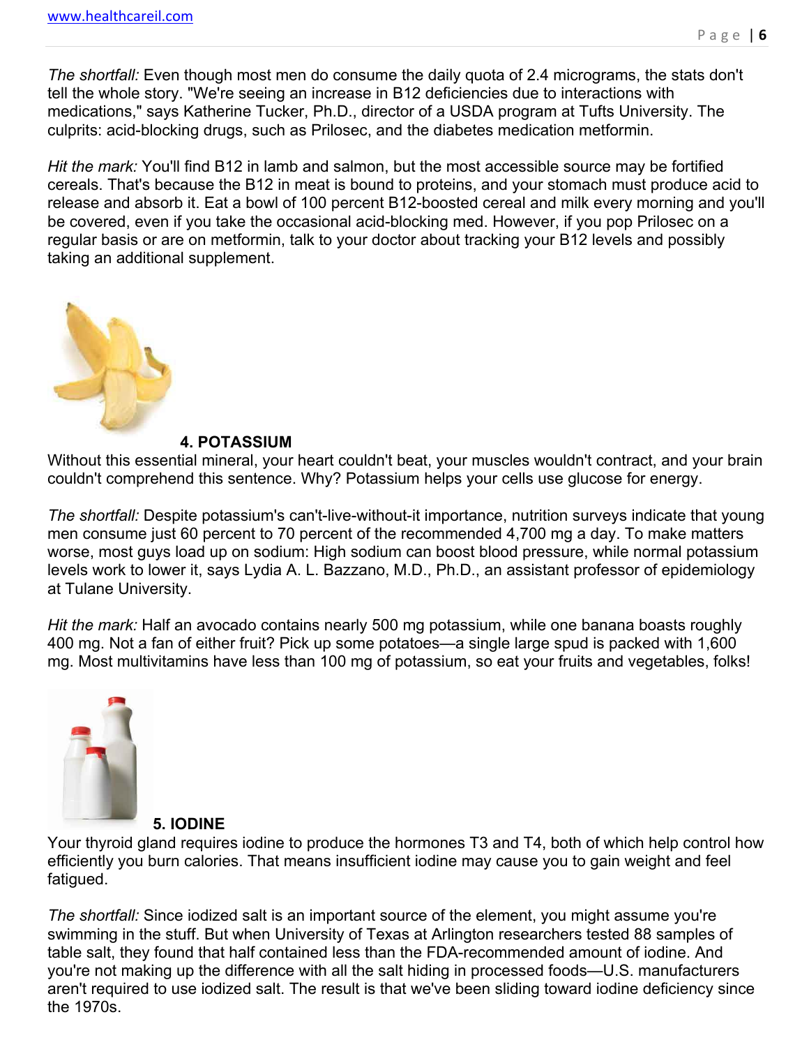*The shortfall:* Even though most men do consume the daily quota of 2.4 micrograms, the stats don't tell the whole story. "We're seeing an increase in B12 deficiencies due to interactions with medications," says Katherine Tucker, Ph.D., director of a USDA program at Tufts University. The culprits: acid-blocking drugs, such as Prilosec, and the diabetes medication metformin.

*Hit the mark:* You'll find B12 in lamb and salmon, but the most accessible source may be fortified cereals. That's because the B12 in meat is bound to proteins, and your stomach must produce acid to release and absorb it. Eat a bowl of 100 percent B12-boosted cereal and milk every morning and you'll be covered, even if you take the occasional acid-blocking med. However, if you pop Prilosec on a regular basis or are on metformin, talk to your doctor about tracking your B12 levels and possibly taking an additional supplement.

## 4. POTASSIUM

Without this essential mineral, your heart couldn't beat, your muscles wouldn't contract, and your brain couldn't comprehend this sentence. Why? Potassium helps your cells use glucose for energy.

*The shortfall:* Despite potassium's can't-live-without-it importance, nutrition surveys indicate that young men consume just 60 percent to 70 percent of the recommended 4,700 mg a day. To make matters worse, most guys load up on sodium: High sodium can boost blood pressure, while normal potassium levels work to lower it, says Lydia A. L. Bazzano, M.D., Ph.D., an assistant professor of epidemiology at Tulane University.

*Hit the mark:* Half an avocado contains nearly 500 mg potassium, while one banana boasts roughly 400 mg. Not a fan of either fruit? Pick up some potatoes—a single large spud is packed with 1,600 mg. Most multivitamins have less than 100 mg of potassium, so eat your fruits and vegetables, folks!

## 5. IODINE

Your thyroid gland requires iodine to produce the hormones T3 and T4, both of which help control how efficiently you burn calories. That means insufficient iodine may cause you to gain weight and feel fatigued.

*The shortfall:* Since iodized salt is an important source of the element, you might assume you're swimming in the stuff. But when University of Texas at Arlington researchers tested 88 samples of table salt, they found that half contained less than the FDA-recommended amount of iodine. And you're not making up the difference with all the salt hiding in processed foods—U.S. manufacturers aren't required to use iodized salt. The result is that we've been sliding toward iodine deficiency since the 1970s.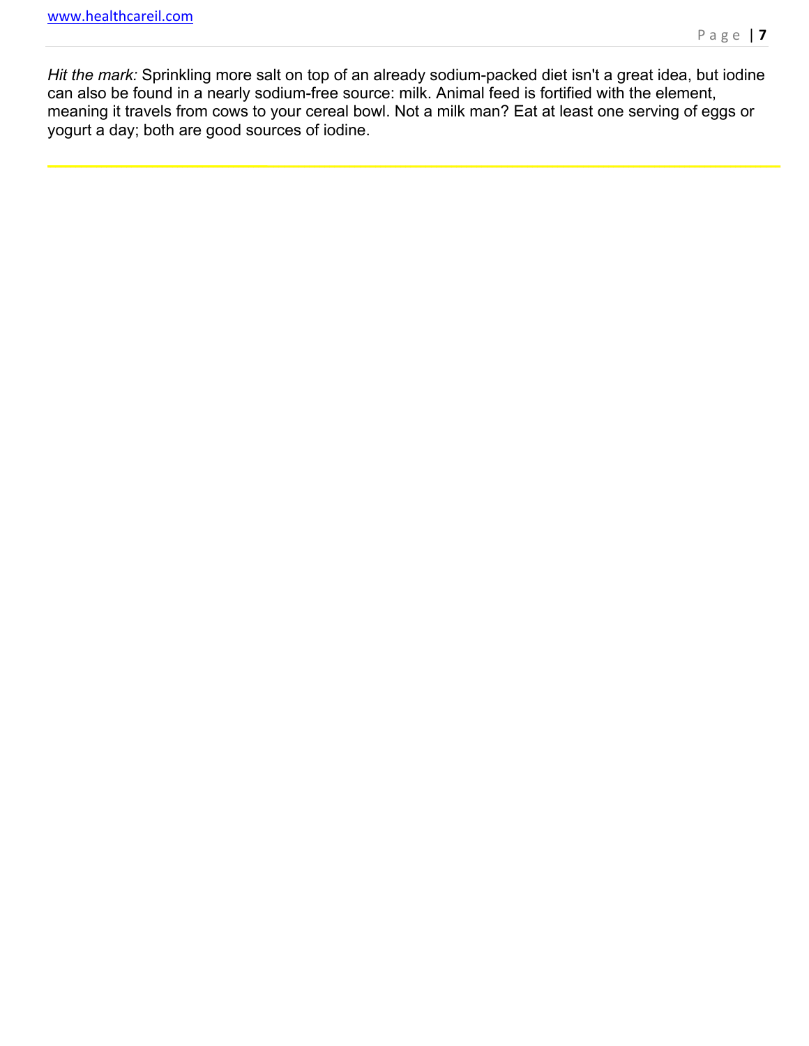*Hit the mark:* Sprinkling more salt on top of an already sodium-packed diet isn't a great idea, but iodine can also be found in a nearly sodium-free source: milk. Animal feed is fortified with the element, meaning it travels from cows to your cereal bowl. Not a milk man? Eat at least one serving of eggs or yogurt a day; both are good sources of iodine.

---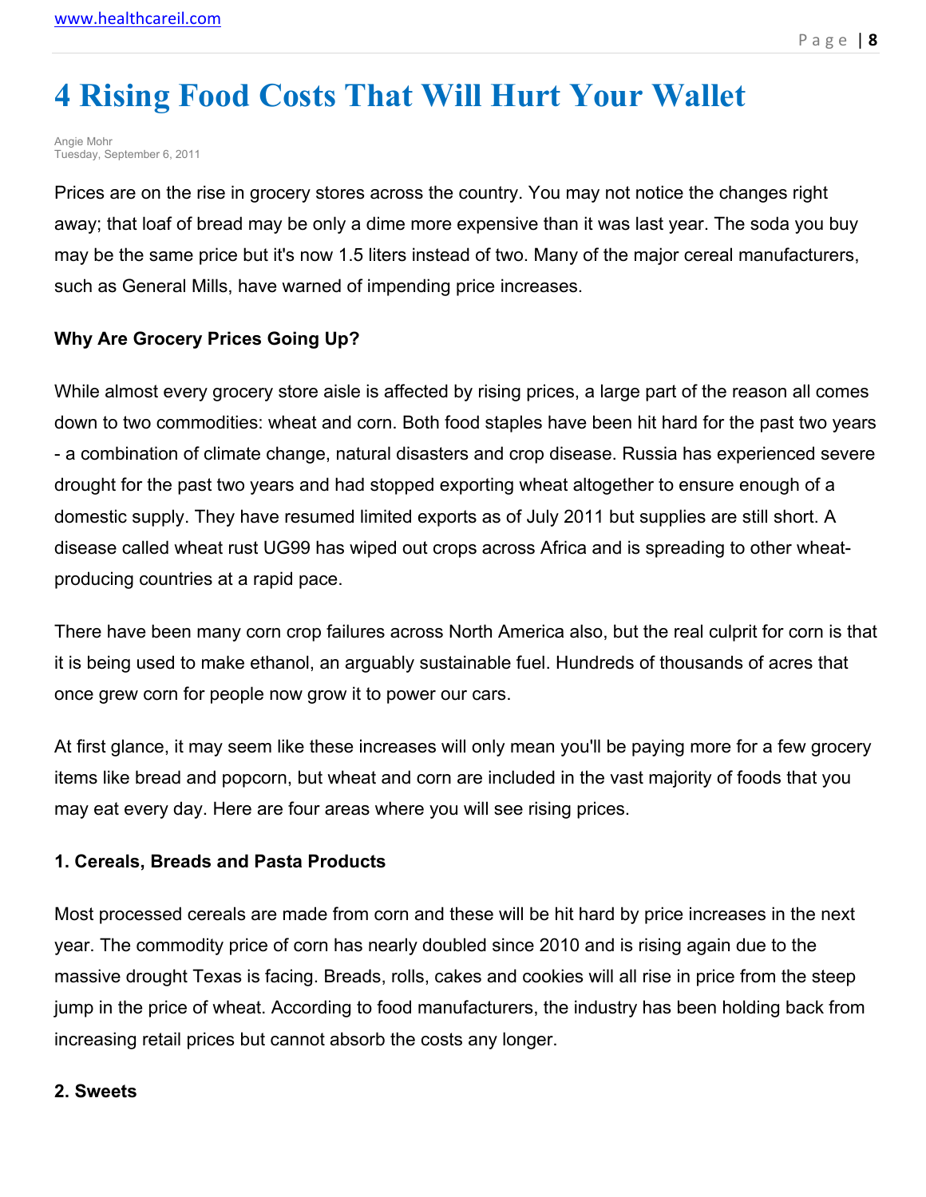# 4 Rising Food Costs That Will Hurt Your Wallet

Angie Mohr
Tuesday, September 6, 2011

Prices are on the rise in grocery stores across the country. You may not notice the changes right away; that loaf of bread may be only a dime more expensive than it was last year. The soda you buy may be the same price but it's now 1.5 liters instead of two. Many of the major cereal manufacturers, such as General Mills, have warned of impending price increases.

**Why Are Grocery Prices Going Up?**

While almost every grocery store aisle is affected by rising prices, a large part of the reason all comes down to two commodities: wheat and corn. Both food staples have been hit hard for the past two years - a combination of climate change, natural disasters and crop disease. Russia has experienced severe drought for the past two years and had stopped exporting wheat altogether to ensure enough of a domestic supply. They have resumed limited exports as of July 2011 but supplies are still short. A disease called wheat rust UG99 has wiped out crops across Africa and is spreading to other wheat-producing countries at a rapid pace.

There have been many corn crop failures across North America also, but the real culprit for corn is that it is being used to make ethanol, an arguably sustainable fuel. Hundreds of thousands of acres that once grew corn for people now grow it to power our cars.

At first glance, it may seem like these increases will only mean you'll be paying more for a few grocery items like bread and popcorn, but wheat and corn are included in the vast majority of foods that you may eat every day. Here are four areas where you will see rising prices.

**1. Cereals, Breads and Pasta Products**

Most processed cereals are made from corn and these will be hit hard by price increases in the next year. The commodity price of corn has nearly doubled since 2010 and is rising again due to the massive drought Texas is facing. Breads, rolls, cakes and cookies will all rise in price from the steep jump in the price of wheat. According to food manufacturers, the industry has been holding back from increasing retail prices but cannot absorb the costs any longer.

**2. Sweets**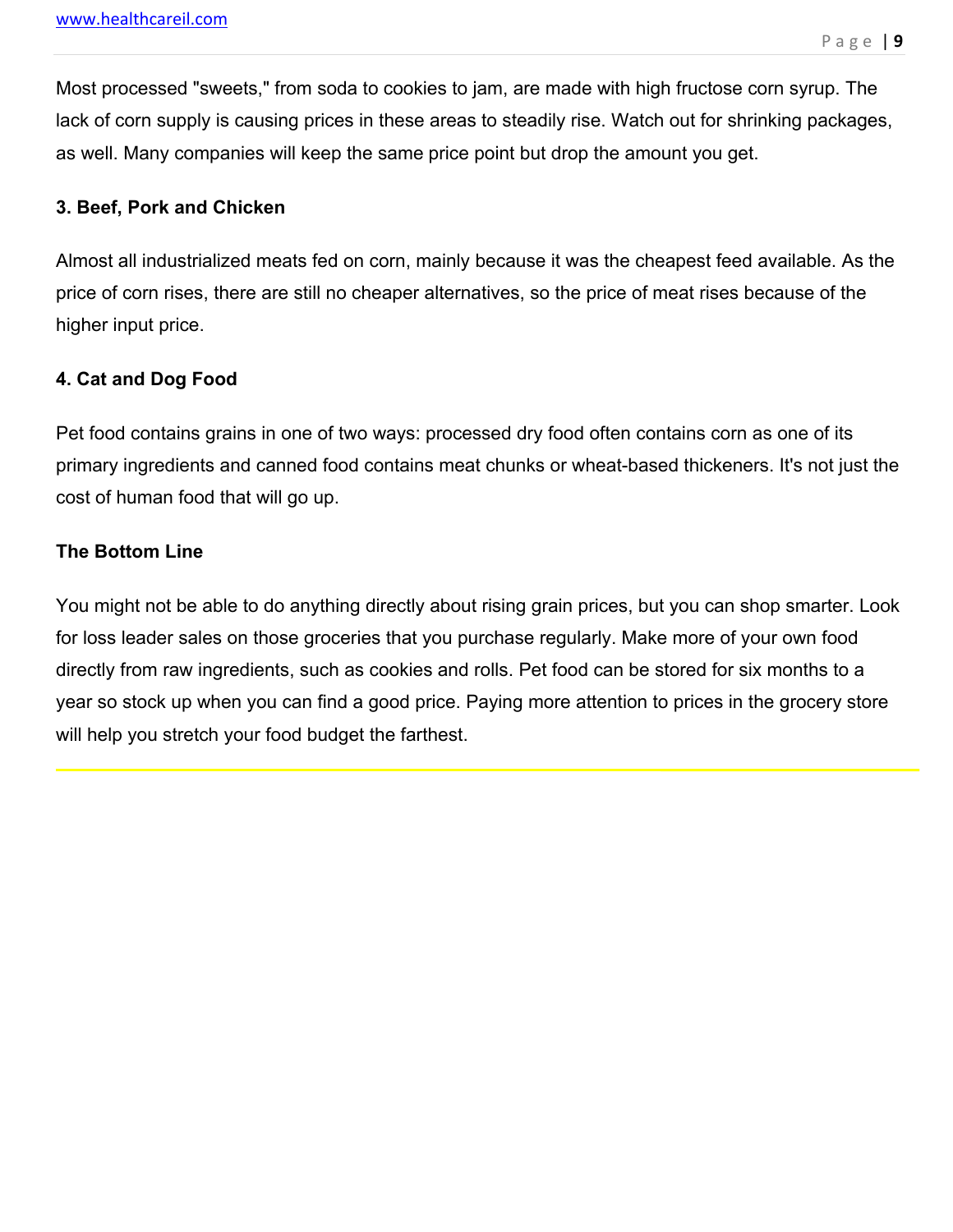Most processed "sweets," from soda to cookies to jam, are made with high fructose corn syrup. The lack of corn supply is causing prices in these areas to steadily rise. Watch out for shrinking packages, as well. Many companies will keep the same price point but drop the amount you get.

### 3. Beef, Pork and Chicken

Almost all industrialized meats fed on corn, mainly because it was the cheapest feed available. As the price of corn rises, there are still no cheaper alternatives, so the price of meat rises because of the higher input price.

### 4. Cat and Dog Food

Pet food contains grains in one of two ways: processed dry food often contains corn as one of its primary ingredients and canned food contains meat chunks or wheat-based thickeners. It's not just the cost of human food that will go up.

### The Bottom Line

You might not be able to do anything directly about rising grain prices, but you can shop smarter. Look for loss leader sales on those groceries that you purchase regularly. Make more of your own food directly from raw ingredients, such as cookies and rolls. Pet food can be stored for six months to a year so stock up when you can find a good price. Paying more attention to prices in the grocery store will help you stretch your food budget the farthest.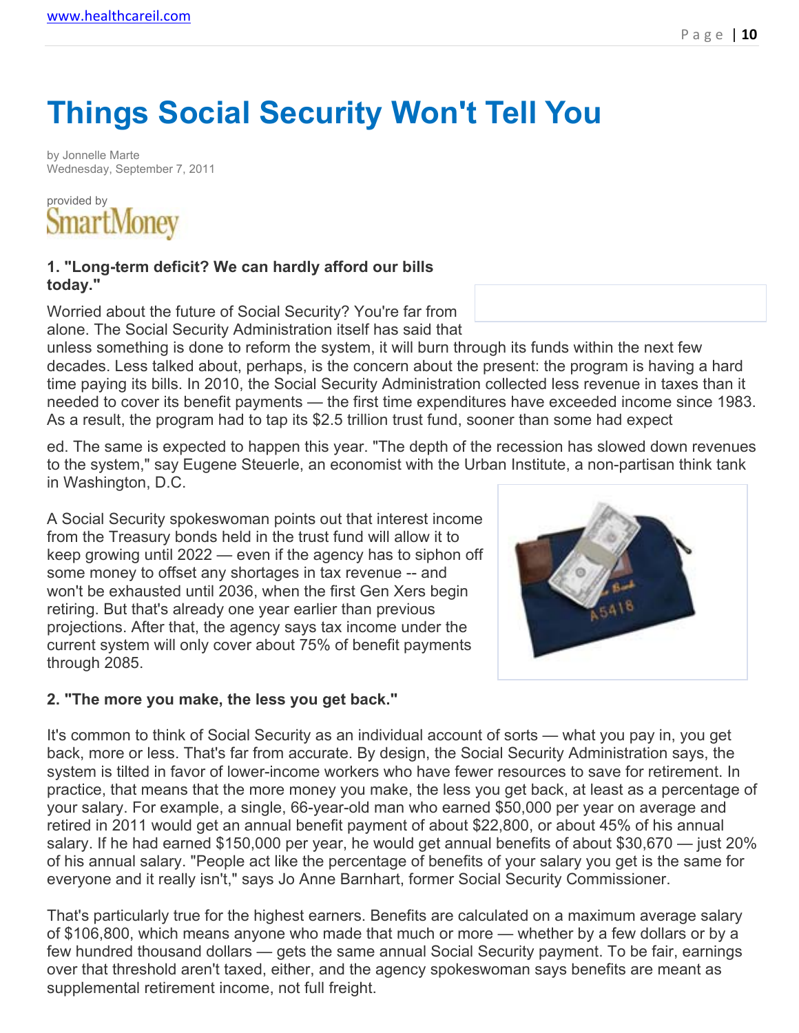# Things Social Security Won't Tell You

by Jonnelle Marte
Wednesday, September 7, 2011

provided by
SmartMoney

**1. "Long-term deficit? We can hardly afford our bills today."**

Worried about the future of Social Security? You're far from alone. The Social Security Administration itself has said that unless something is done to reform the system, it will burn through its funds within the next few decades. Less talked about, perhaps, is the concern about the present: the program is having a hard time paying its bills. In 2010, the Social Security Administration collected less revenue in taxes than it needed to cover its benefit payments — the first time expenditures have exceeded income since 1983. As a result, the program had to tap its $2.5 trillion trust fund, sooner than some had expected. The same is expected to happen this year. "The depth of the recession has slowed down revenues to the system," say Eugene Steuerle, an economist with the Urban Institute, a non-partisan think tank in Washington, D.C.

A Social Security spokeswoman points out that interest income from the Treasury bonds held in the trust fund will allow it to keep growing until 2022 — even if the agency has to siphon off some money to offset any shortages in tax revenue -- and won't be exhausted until 2036, when the first Gen Xers begin retiring. But that's already one year earlier than previous projections. After that, the agency says tax income under the current system will only cover about 75% of benefit payments through 2085.

**2. "The more you make, the less you get back."**

It's common to think of Social Security as an individual account of sorts — what you pay in, you get back, more or less. That's far from accurate. By design, the Social Security Administration says, the system is tilted in favor of lower-income workers who have fewer resources to save for retirement. In practice, that means that the more money you make, the less you get back, at least as a percentage of your salary. For example, a single, 66-year-old man who earned $50,000 per year on average and retired in 2011 would get an annual benefit payment of about $22,800, or about 45% of his annual salary. If he had earned $150,000 per year, he would get annual benefits of about $30,670 — just 20% of his annual salary. "People act like the percentage of benefits of your salary you get is the same for everyone and it really isn't," says Jo Anne Barnhart, former Social Security Commissioner.

That's particularly true for the highest earners. Benefits are calculated on a maximum average salary of $106,800, which means anyone who made that much or more — whether by a few dollars or by a few hundred thousand dollars — gets the same annual Social Security payment. To be fair, earnings over that threshold aren't taxed, either, and the agency spokeswoman says benefits are meant as supplemental retirement income, not full freight.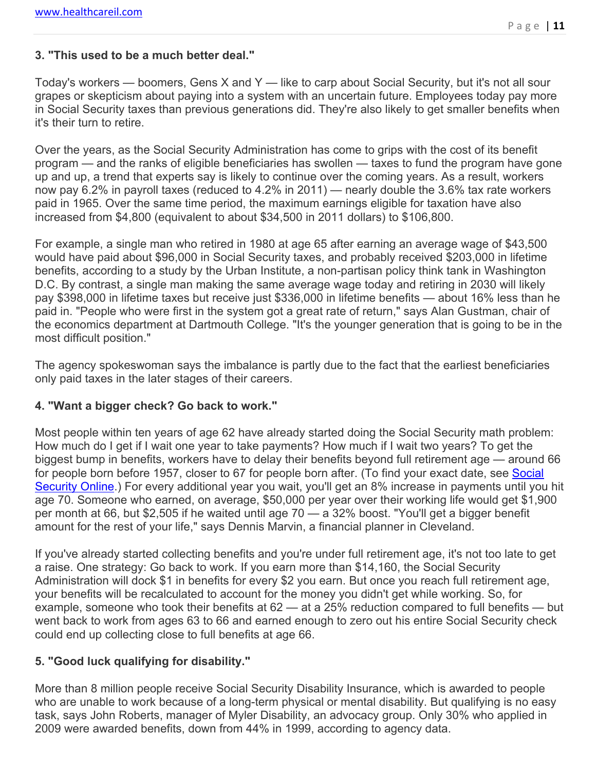### 3. "This used to be a much better deal."

Today's workers — boomers, Gens X and Y — like to carp about Social Security, but it's not all sour grapes or skepticism about paying into a system with an uncertain future. Employees today pay more in Social Security taxes than previous generations did. They're also likely to get smaller benefits when it's their turn to retire.

Over the years, as the Social Security Administration has come to grips with the cost of its benefit program — and the ranks of eligible beneficiaries has swollen — taxes to fund the program have gone up and up, a trend that experts say is likely to continue over the coming years. As a result, workers now pay 6.2% in payroll taxes (reduced to 4.2% in 2011) — nearly double the 3.6% tax rate workers paid in 1965. Over the same time period, the maximum earnings eligible for taxation have also increased from $4,800 (equivalent to about $34,500 in 2011 dollars) to $106,800.

For example, a single man who retired in 1980 at age 65 after earning an average wage of $43,500 would have paid about $96,000 in Social Security taxes, and probably received $203,000 in lifetime benefits, according to a study by the Urban Institute, a non-partisan policy think tank in Washington D.C. By contrast, a single man making the same average wage today and retiring in 2030 will likely pay $398,000 in lifetime taxes but receive just $336,000 in lifetime benefits — about 16% less than he paid in. "People who were first in the system got a great rate of return," says Alan Gustman, chair of the economics department at Dartmouth College. "It's the younger generation that is going to be in the most difficult position."

The agency spokeswoman says the imbalance is partly due to the fact that the earliest beneficiaries only paid taxes in the later stages of their careers.

### 4. "Want a bigger check? Go back to work."

Most people within ten years of age 62 have already started doing the Social Security math problem: How much do I get if I wait one year to take payments? How much if I wait two years? To get the biggest bump in benefits, workers have to delay their benefits beyond full retirement age — around 66 for people born before 1957, closer to 67 for people born after. (To find your exact date, see [Social Security Online](#).) For every additional year you wait, you'll get an 8% increase in payments until you hit age 70. Someone who earned, on average, $50,000 per year over their working life would get $1,900 per month at 66, but $2,505 if he waited until age 70 — a 32% boost. "You'll get a bigger benefit amount for the rest of your life," says Dennis Marvin, a financial planner in Cleveland.

If you've already started collecting benefits and you're under full retirement age, it's not too late to get a raise. One strategy: Go back to work. If you earn more than $14,160, the Social Security Administration will dock $1 in benefits for every $2 you earn. But once you reach full retirement age, your benefits will be recalculated to account for the money you didn't get while working. So, for example, someone who took their benefits at 62 — at a 25% reduction compared to full benefits — but went back to work from ages 63 to 66 and earned enough to zero out his entire Social Security check could end up collecting close to full benefits at age 66.

### 5. "Good luck qualifying for disability."

More than 8 million people receive Social Security Disability Insurance, which is awarded to people who are unable to work because of a long-term physical or mental disability. But qualifying is no easy task, says John Roberts, manager of Myler Disability, an advocacy group. Only 30% who applied in 2009 were awarded benefits, down from 44% in 1999, according to agency data.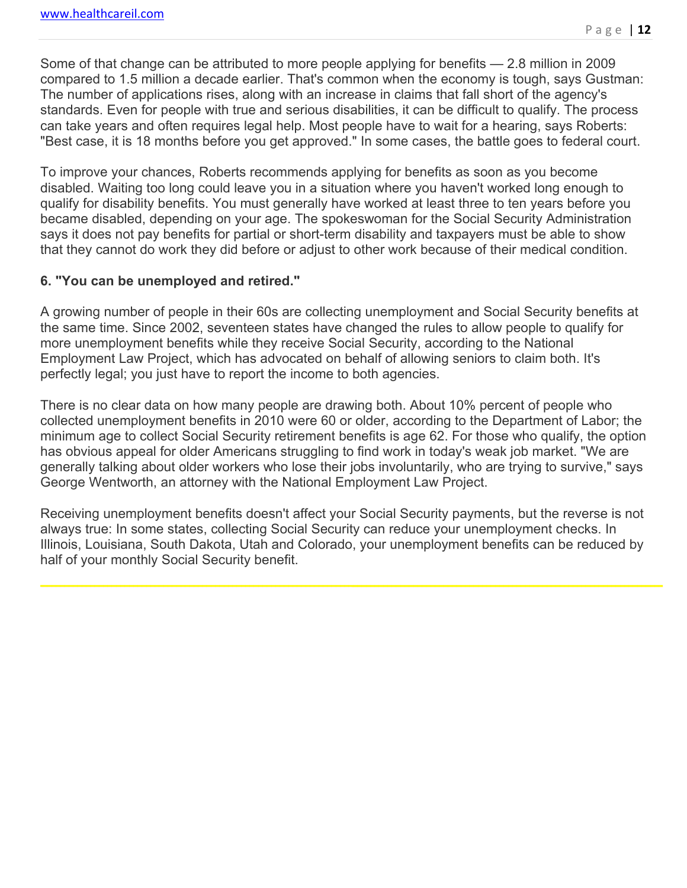Some of that change can be attributed to more people applying for benefits — 2.8 million in 2009 compared to 1.5 million a decade earlier. That's common when the economy is tough, says Gustman: The number of applications rises, along with an increase in claims that fall short of the agency's standards. Even for people with true and serious disabilities, it can be difficult to qualify. The process can take years and often requires legal help. Most people have to wait for a hearing, says Roberts: "Best case, it is 18 months before you get approved." In some cases, the battle goes to federal court.

To improve your chances, Roberts recommends applying for benefits as soon as you become disabled. Waiting too long could leave you in a situation where you haven't worked long enough to qualify for disability benefits. You must generally have worked at least three to ten years before you became disabled, depending on your age. The spokeswoman for the Social Security Administration says it does not pay benefits for partial or short-term disability and taxpayers must be able to show that they cannot do work they did before or adjust to other work because of their medical condition.

**6. "You can be unemployed and retired."**

A growing number of people in their 60s are collecting unemployment and Social Security benefits at the same time. Since 2002, seventeen states have changed the rules to allow people to qualify for more unemployment benefits while they receive Social Security, according to the National Employment Law Project, which has advocated on behalf of allowing seniors to claim both. It's perfectly legal; you just have to report the income to both agencies.

There is no clear data on how many people are drawing both. About 10% percent of people who collected unemployment benefits in 2010 were 60 or older, according to the Department of Labor; the minimum age to collect Social Security retirement benefits is age 62. For those who qualify, the option has obvious appeal for older Americans struggling to find work in today's weak job market. "We are generally talking about older workers who lose their jobs involuntarily, who are trying to survive," says George Wentworth, an attorney with the National Employment Law Project.

Receiving unemployment benefits doesn't affect your Social Security payments, but the reverse is not always true: In some states, collecting Social Security can reduce your unemployment checks. In Illinois, Louisiana, South Dakota, Utah and Colorado, your unemployment benefits can be reduced by half of your monthly Social Security benefit.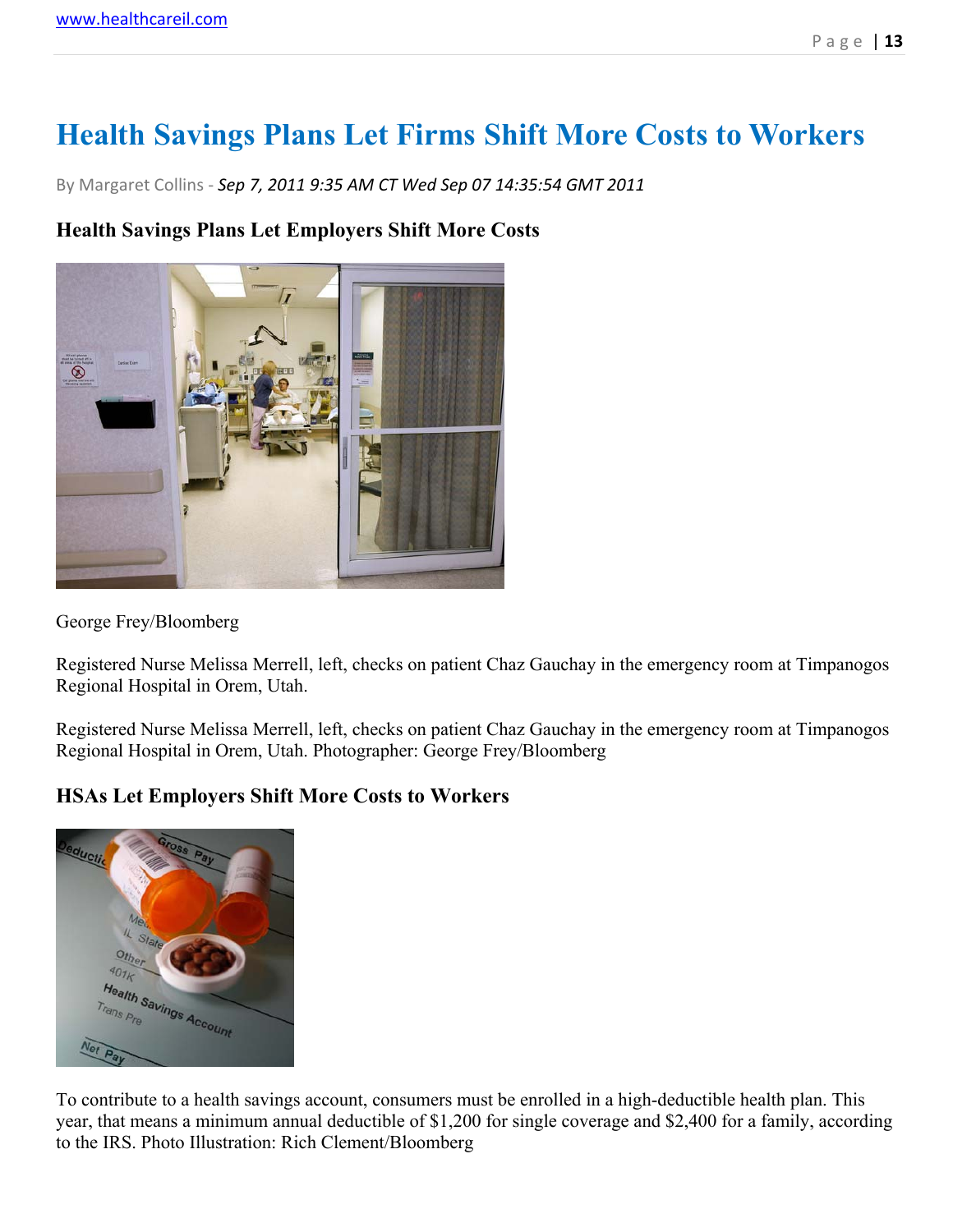# Health Savings Plans Let Firms Shift More Costs to Workers

By Margaret Collins - *Sep 7, 2011 9:35 AM CT Wed Sep 07 14:35:54 GMT 2011*

### Health Savings Plans Let Employers Shift More Costs

George Frey/Bloomberg

Registered Nurse Melissa Merrell, left, checks on patient Chaz Gauchay in the emergency room at Timpanogos Regional Hospital in Orem, Utah.

Registered Nurse Melissa Merrell, left, checks on patient Chaz Gauchay in the emergency room at Timpanogos Regional Hospital in Orem, Utah. Photographer: George Frey/Bloomberg

### HSAs Let Employers Shift More Costs to Workers

To contribute to a health savings account, consumers must be enrolled in a high-deductible health plan. This year, that means a minimum annual deductible of $1,200 for single coverage and $2,400 for a family, according to the IRS. Photo Illustration: Rich Clement/Bloomberg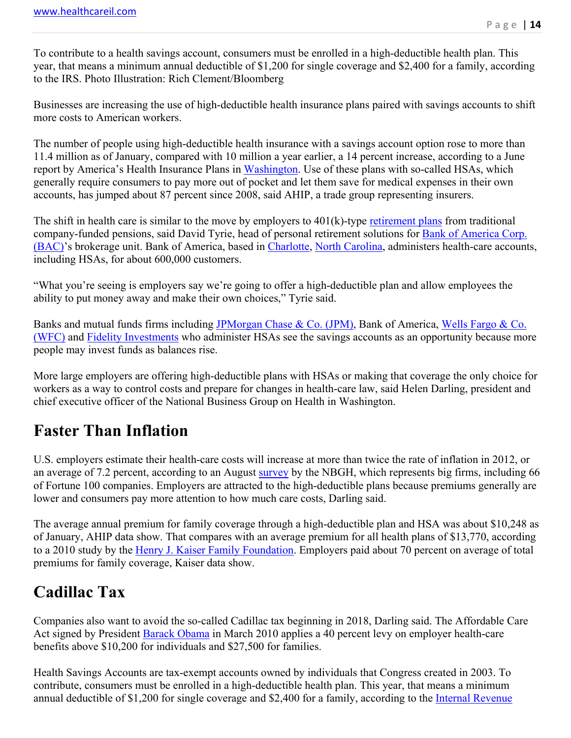To contribute to a health savings account, consumers must be enrolled in a high-deductible health plan. This year, that means a minimum annual deductible of $1,200 for single coverage and $2,400 for a family, according to the IRS. Photo Illustration: Rich Clement/Bloomberg

Businesses are increasing the use of high-deductible health insurance plans paired with savings accounts to shift more costs to American workers.

The number of people using high-deductible health insurance with a savings account option rose to more than 11.4 million as of January, compared with 10 million a year earlier, a 14 percent increase, according to a June report by America's Health Insurance Plans in Washington. Use of these plans with so-called HSAs, which generally require consumers to pay more out of pocket and let them save for medical expenses in their own accounts, has jumped about 87 percent since 2008, said AHIP, a trade group representing insurers.

The shift in health care is similar to the move by employers to 401(k)-type retirement plans from traditional company-funded pensions, said David Tyrie, head of personal retirement solutions for Bank of America Corp. (BAC)'s brokerage unit. Bank of America, based in Charlotte, North Carolina, administers health-care accounts, including HSAs, for about 600,000 customers.

"What you're seeing is employers say we're going to offer a high-deductible plan and allow employees the ability to put money away and make their own choices," Tyrie said.

Banks and mutual funds firms including JPMorgan Chase & Co. (JPM), Bank of America, Wells Fargo & Co. (WFC) and Fidelity Investments who administer HSAs see the savings accounts as an opportunity because more people may invest funds as balances rise.

More large employers are offering high-deductible plans with HSAs or making that coverage the only choice for workers as a way to control costs and prepare for changes in health-care law, said Helen Darling, president and chief executive officer of the National Business Group on Health in Washington.

## Faster Than Inflation

U.S. employers estimate their health-care costs will increase at more than twice the rate of inflation in 2012, or an average of 7.2 percent, according to an August survey by the NBGH, which represents big firms, including 66 of Fortune 100 companies. Employers are attracted to the high-deductible plans because premiums generally are lower and consumers pay more attention to how much care costs, Darling said.

The average annual premium for family coverage through a high-deductible plan and HSA was about $10,248 as of January, AHIP data show. That compares with an average premium for all health plans of $13,770, according to a 2010 study by the Henry J. Kaiser Family Foundation. Employers paid about 70 percent on average of total premiums for family coverage, Kaiser data show.

## Cadillac Tax

Companies also want to avoid the so-called Cadillac tax beginning in 2018, Darling said. The Affordable Care Act signed by President Barack Obama in March 2010 applies a 40 percent levy on employer health-care benefits above $10,200 for individuals and $27,500 for families.

Health Savings Accounts are tax-exempt accounts owned by individuals that Congress created in 2003. To contribute, consumers must be enrolled in a high-deductible health plan. This year, that means a minimum annual deductible of $1,200 for single coverage and $2,400 for a family, according to the Internal Revenue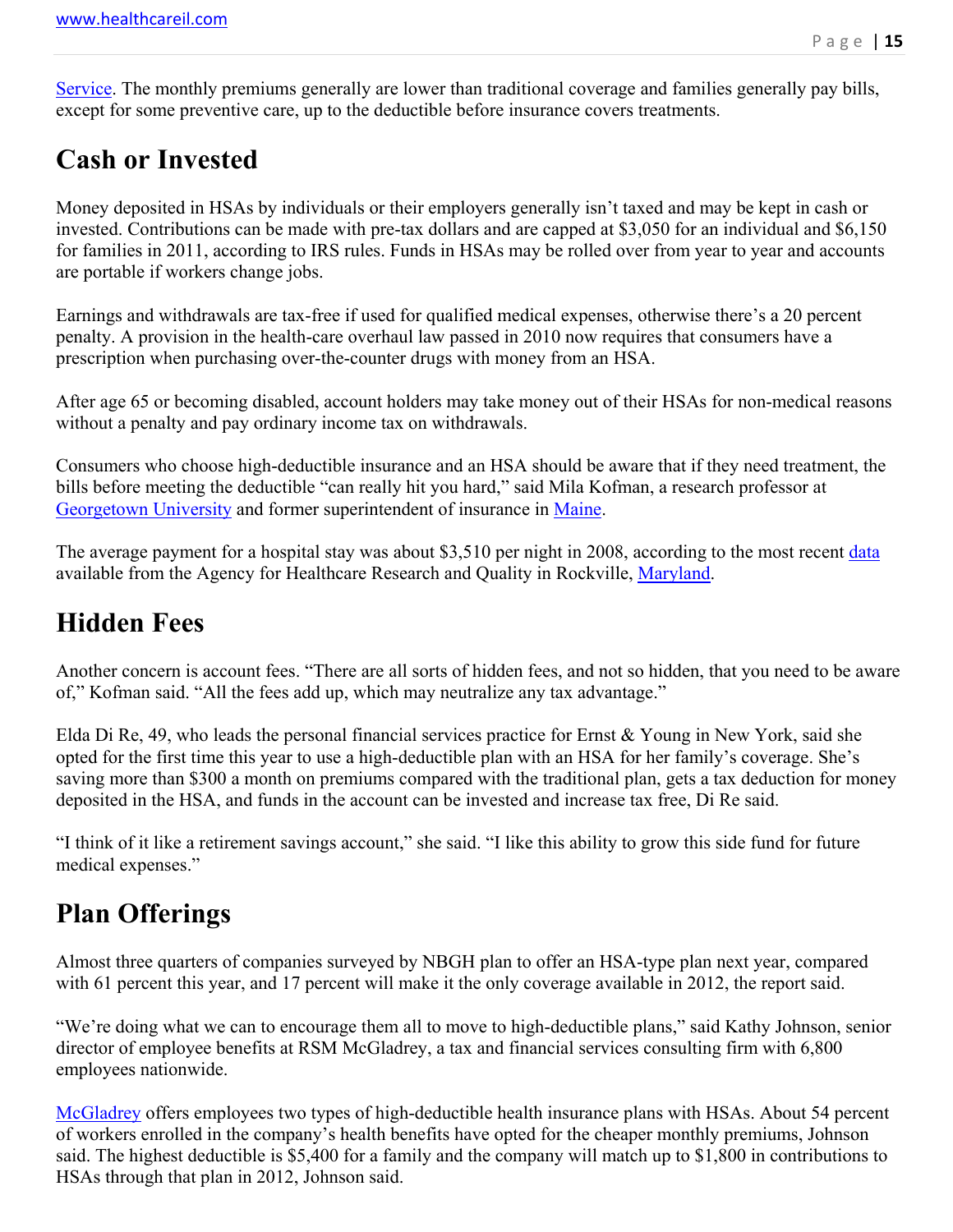Service. The monthly premiums generally are lower than traditional coverage and families generally pay bills, except for some preventive care, up to the deductible before insurance covers treatments.

## Cash or Invested

Money deposited in HSAs by individuals or their employers generally isn't taxed and may be kept in cash or invested. Contributions can be made with pre-tax dollars and are capped at $3,050 for an individual and $6,150 for families in 2011, according to IRS rules. Funds in HSAs may be rolled over from year to year and accounts are portable if workers change jobs.

Earnings and withdrawals are tax-free if used for qualified medical expenses, otherwise there's a 20 percent penalty. A provision in the health-care overhaul law passed in 2010 now requires that consumers have a prescription when purchasing over-the-counter drugs with money from an HSA.

After age 65 or becoming disabled, account holders may take money out of their HSAs for non-medical reasons without a penalty and pay ordinary income tax on withdrawals.

Consumers who choose high-deductible insurance and an HSA should be aware that if they need treatment, the bills before meeting the deductible "can really hit you hard," said Mila Kofman, a research professor at Georgetown University and former superintendent of insurance in Maine.

The average payment for a hospital stay was about $3,510 per night in 2008, according to the most recent data available from the Agency for Healthcare Research and Quality in Rockville, Maryland.

## Hidden Fees

Another concern is account fees. "There are all sorts of hidden fees, and not so hidden, that you need to be aware of," Kofman said. "All the fees add up, which may neutralize any tax advantage."

Elda Di Re, 49, who leads the personal financial services practice for Ernst & Young in New York, said she opted for the first time this year to use a high-deductible plan with an HSA for her family's coverage. She's saving more than $300 a month on premiums compared with the traditional plan, gets a tax deduction for money deposited in the HSA, and funds in the account can be invested and increase tax free, Di Re said.

"I think of it like a retirement savings account," she said. "I like this ability to grow this side fund for future medical expenses."

## Plan Offerings

Almost three quarters of companies surveyed by NBGH plan to offer an HSA-type plan next year, compared with 61 percent this year, and 17 percent will make it the only coverage available in 2012, the report said.

"We're doing what we can to encourage them all to move to high-deductible plans," said Kathy Johnson, senior director of employee benefits at RSM McGladrey, a tax and financial services consulting firm with 6,800 employees nationwide.

McGladrey offers employees two types of high-deductible health insurance plans with HSAs. About 54 percent of workers enrolled in the company's health benefits have opted for the cheaper monthly premiums, Johnson said. The highest deductible is $5,400 for a family and the company will match up to $1,800 in contributions to HSAs through that plan in 2012, Johnson said.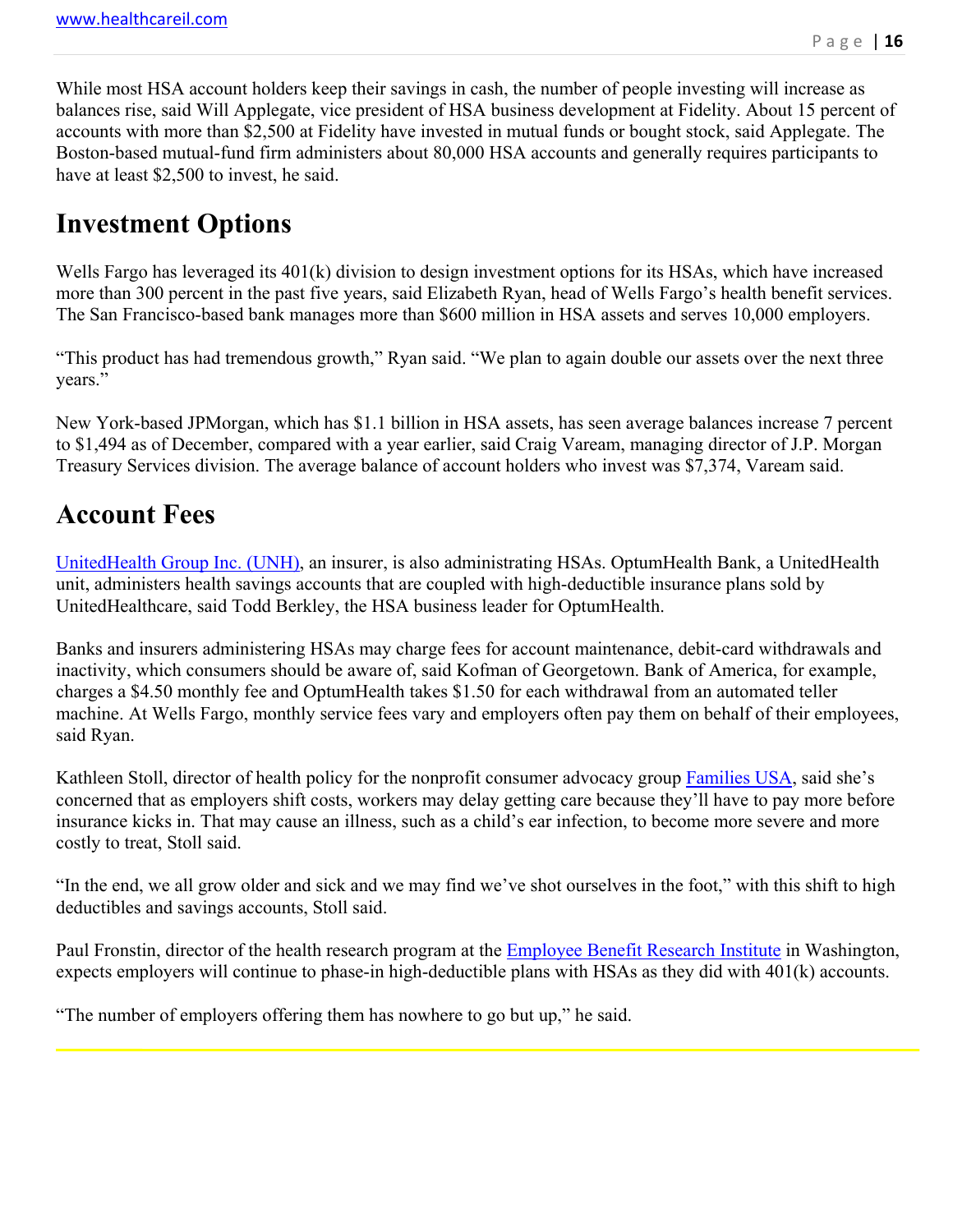While most HSA account holders keep their savings in cash, the number of people investing will increase as balances rise, said Will Applegate, vice president of HSA business development at Fidelity. About 15 percent of accounts with more than $2,500 at Fidelity have invested in mutual funds or bought stock, said Applegate. The Boston-based mutual-fund firm administers about 80,000 HSA accounts and generally requires participants to have at least $2,500 to invest, he said.

## Investment Options

Wells Fargo has leveraged its 401(k) division to design investment options for its HSAs, which have increased more than 300 percent in the past five years, said Elizabeth Ryan, head of Wells Fargo's health benefit services. The San Francisco-based bank manages more than $600 million in HSA assets and serves 10,000 employers.

"This product has had tremendous growth," Ryan said. "We plan to again double our assets over the next three years."

New York-based JPMorgan, which has $1.1 billion in HSA assets, has seen average balances increase 7 percent to $1,494 as of December, compared with a year earlier, said Craig Vaream, managing director of J.P. Morgan Treasury Services division. The average balance of account holders who invest was $7,374, Vaream said.

## Account Fees

UnitedHealth Group Inc. (UNH), an insurer, is also administrating HSAs. OptumHealth Bank, a UnitedHealth unit, administers health savings accounts that are coupled with high-deductible insurance plans sold by UnitedHealthcare, said Todd Berkley, the HSA business leader for OptumHealth.

Banks and insurers administering HSAs may charge fees for account maintenance, debit-card withdrawals and inactivity, which consumers should be aware of, said Kofman of Georgetown. Bank of America, for example, charges a $4.50 monthly fee and OptumHealth takes $1.50 for each withdrawal from an automated teller machine. At Wells Fargo, monthly service fees vary and employers often pay them on behalf of their employees, said Ryan.

Kathleen Stoll, director of health policy for the nonprofit consumer advocacy group Families USA, said she's concerned that as employers shift costs, workers may delay getting care because they'll have to pay more before insurance kicks in. That may cause an illness, such as a child's ear infection, to become more severe and more costly to treat, Stoll said.

"In the end, we all grow older and sick and we may find we've shot ourselves in the foot," with this shift to high deductibles and savings accounts, Stoll said.

Paul Fronstin, director of the health research program at the Employee Benefit Research Institute in Washington, expects employers will continue to phase-in high-deductible plans with HSAs as they did with 401(k) accounts.

"The number of employers offering them has nowhere to go but up," he said.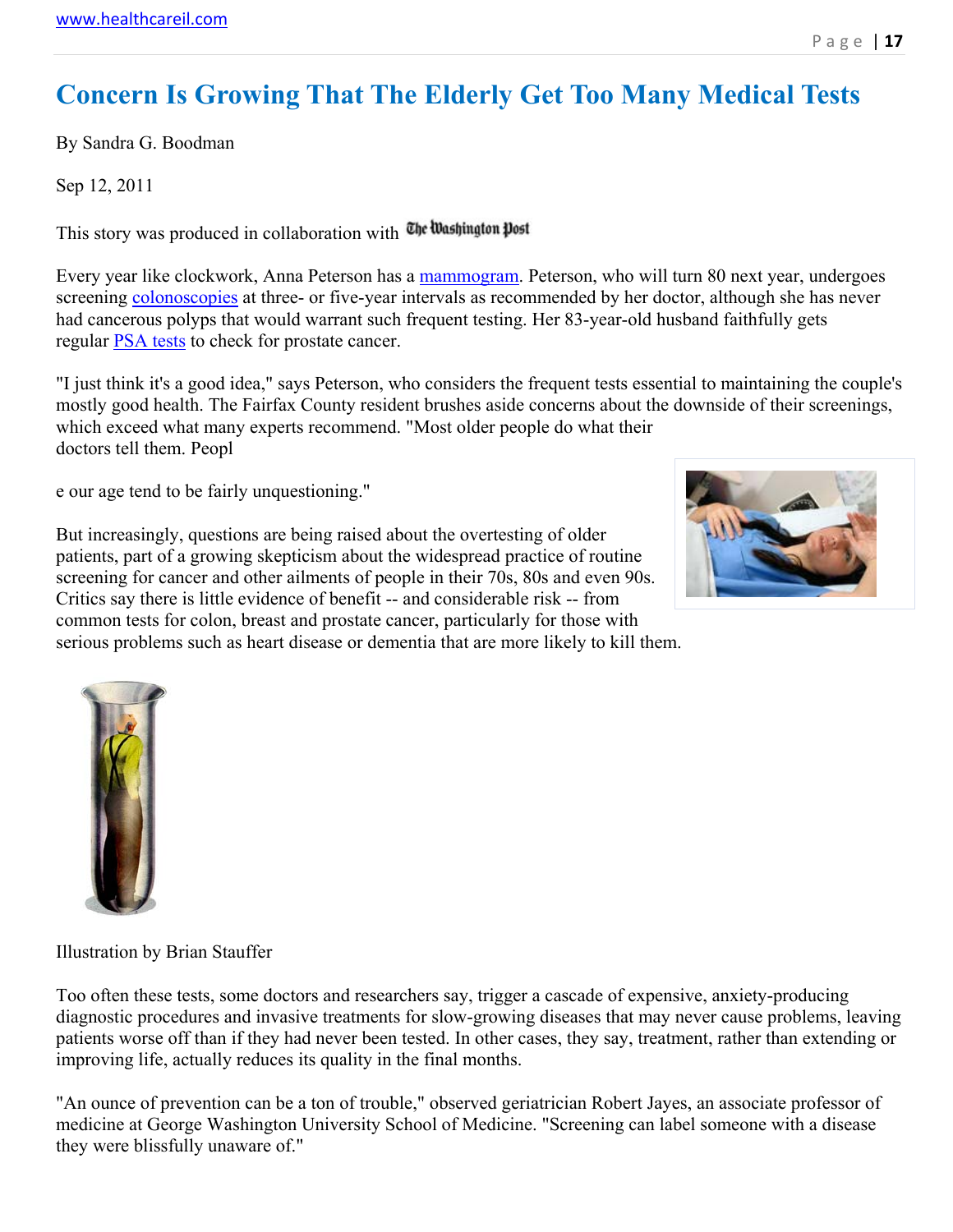# Concern Is Growing That The Elderly Get Too Many Medical Tests

By Sandra G. Boodman

Sep 12, 2011

This story was produced in collaboration with The Washington Post

Every year like clockwork, Anna Peterson has a mammogram. Peterson, who will turn 80 next year, undergoes screening colonoscopies at three- or five-year intervals as recommended by her doctor, although she has never had cancerous polyps that would warrant such frequent testing. Her 83-year-old husband faithfully gets regular PSA tests to check for prostate cancer.

"I just think it's a good idea," says Peterson, who considers the frequent tests essential to maintaining the couple's mostly good health. The Fairfax County resident brushes aside concerns about the downside of their screenings, which exceed what many experts recommend. "Most older people do what their doctors tell them. People our age tend to be fairly unquestioning."

But increasingly, questions are being raised about the overtesting of older patients, part of a growing skepticism about the widespread practice of routine screening for cancer and other ailments of people in their 70s, 80s and even 90s. Critics say there is little evidence of benefit -- and considerable risk -- from common tests for colon, breast and prostate cancer, particularly for those with serious problems such as heart disease or dementia that are more likely to kill them.

Illustration by Brian Stauffer

Too often these tests, some doctors and researchers say, trigger a cascade of expensive, anxiety-producing diagnostic procedures and invasive treatments for slow-growing diseases that may never cause problems, leaving patients worse off than if they had never been tested. In other cases, they say, treatment, rather than extending or improving life, actually reduces its quality in the final months.

"An ounce of prevention can be a ton of trouble," observed geriatrician Robert Jayes, an associate professor of medicine at George Washington University School of Medicine. "Screening can label someone with a disease they were blissfully unaware of."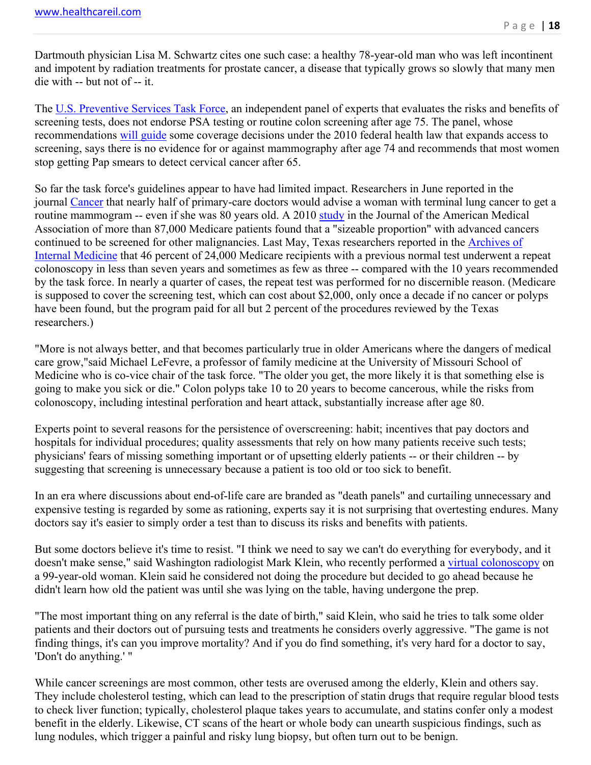Dartmouth physician Lisa M. Schwartz cites one such case: a healthy 78-year-old man who was left incontinent and impotent by radiation treatments for prostate cancer, a disease that typically grows so slowly that many men die with -- but not of -- it.

The U.S. Preventive Services Task Force, an independent panel of experts that evaluates the risks and benefits of screening tests, does not endorse PSA testing or routine colon screening after age 75. The panel, whose recommendations will guide some coverage decisions under the 2010 federal health law that expands access to screening, says there is no evidence for or against mammography after age 74 and recommends that most women stop getting Pap smears to detect cervical cancer after 65.

So far the task force's guidelines appear to have had limited impact. Researchers in June reported in the journal Cancer that nearly half of primary-care doctors would advise a woman with terminal lung cancer to get a routine mammogram -- even if she was 80 years old. A 2010 study in the Journal of the American Medical Association of more than 87,000 Medicare patients found that a "sizeable proportion" with advanced cancers continued to be screened for other malignancies. Last May, Texas researchers reported in the Archives of Internal Medicine that 46 percent of 24,000 Medicare recipients with a previous normal test underwent a repeat colonoscopy in less than seven years and sometimes as few as three -- compared with the 10 years recommended by the task force. In nearly a quarter of cases, the repeat test was performed for no discernible reason. (Medicare is supposed to cover the screening test, which can cost about $2,000, only once a decade if no cancer or polyps have been found, but the program paid for all but 2 percent of the procedures reviewed by the Texas researchers.)

"More is not always better, and that becomes particularly true in older Americans where the dangers of medical care grow,"said Michael LeFevre, a professor of family medicine at the University of Missouri School of Medicine who is co-vice chair of the task force. "The older you get, the more likely it is that something else is going to make you sick or die." Colon polyps take 10 to 20 years to become cancerous, while the risks from colonoscopy, including intestinal perforation and heart attack, substantially increase after age 80.

Experts point to several reasons for the persistence of overscreening: habit; incentives that pay doctors and hospitals for individual procedures; quality assessments that rely on how many patients receive such tests; physicians' fears of missing something important or of upsetting elderly patients -- or their children -- by suggesting that screening is unnecessary because a patient is too old or too sick to benefit.

In an era where discussions about end-of-life care are branded as "death panels" and curtailing unnecessary and expensive testing is regarded by some as rationing, experts say it is not surprising that overtesting endures. Many doctors say it's easier to simply order a test than to discuss its risks and benefits with patients.

But some doctors believe it's time to resist. "I think we need to say we can't do everything for everybody, and it doesn't make sense," said Washington radiologist Mark Klein, who recently performed a virtual colonoscopy on a 99-year-old woman. Klein said he considered not doing the procedure but decided to go ahead because he didn't learn how old the patient was until she was lying on the table, having undergone the prep.

"The most important thing on any referral is the date of birth," said Klein, who said he tries to talk some older patients and their doctors out of pursuing tests and treatments he considers overly aggressive. "The game is not finding things, it's can you improve mortality? And if you do find something, it's very hard for a doctor to say, 'Don't do anything.' "

While cancer screenings are most common, other tests are overused among the elderly, Klein and others say. They include cholesterol testing, which can lead to the prescription of statin drugs that require regular blood tests to check liver function; typically, cholesterol plaque takes years to accumulate, and statins confer only a modest benefit in the elderly. Likewise, CT scans of the heart or whole body can unearth suspicious findings, such as lung nodules, which trigger a painful and risky lung biopsy, but often turn out to be benign.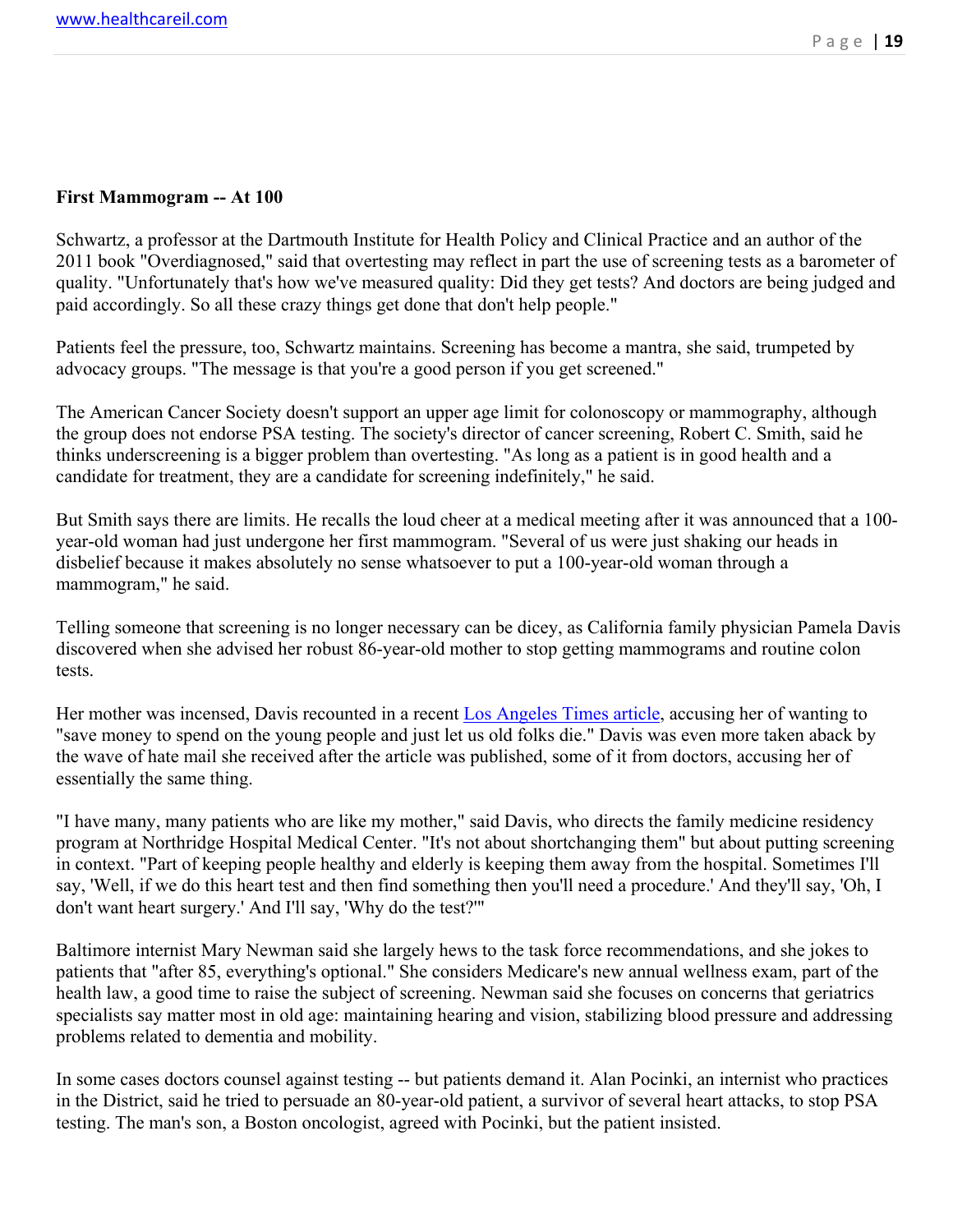**First Mammogram -- At 100**

Schwartz, a professor at the Dartmouth Institute for Health Policy and Clinical Practice and an author of the 2011 book "Overdiagnosed," said that overtesting may reflect in part the use of screening tests as a barometer of quality. "Unfortunately that's how we've measured quality: Did they get tests? And doctors are being judged and paid accordingly. So all these crazy things get done that don't help people."

Patients feel the pressure, too, Schwartz maintains. Screening has become a mantra, she said, trumpeted by advocacy groups. "The message is that you're a good person if you get screened."

The American Cancer Society doesn't support an upper age limit for colonoscopy or mammography, although the group does not endorse PSA testing. The society's director of cancer screening, Robert C. Smith, said he thinks underscreening is a bigger problem than overtesting. "As long as a patient is in good health and a candidate for treatment, they are a candidate for screening indefinitely," he said.

But Smith says there are limits. He recalls the loud cheer at a medical meeting after it was announced that a 100-year-old woman had just undergone her first mammogram. "Several of us were just shaking our heads in disbelief because it makes absolutely no sense whatsoever to put a 100-year-old woman through a mammogram," he said.

Telling someone that screening is no longer necessary can be dicey, as California family physician Pamela Davis discovered when she advised her robust 86-year-old mother to stop getting mammograms and routine colon tests.

Her mother was incensed, Davis recounted in a recent Los Angeles Times article, accusing her of wanting to "save money to spend on the young people and just let us old folks die." Davis was even more taken aback by the wave of hate mail she received after the article was published, some of it from doctors, accusing her of essentially the same thing.

"I have many, many patients who are like my mother," said Davis, who directs the family medicine residency program at Northridge Hospital Medical Center. "It's not about shortchanging them" but about putting screening in context. "Part of keeping people healthy and elderly is keeping them away from the hospital. Sometimes I'll say, 'Well, if we do this heart test and then find something then you'll need a procedure.' And they'll say, 'Oh, I don't want heart surgery.' And I'll say, 'Why do the test?'"

Baltimore internist Mary Newman said she largely hews to the task force recommendations, and she jokes to patients that "after 85, everything's optional." She considers Medicare's new annual wellness exam, part of the health law, a good time to raise the subject of screening. Newman said she focuses on concerns that geriatrics specialists say matter most in old age: maintaining hearing and vision, stabilizing blood pressure and addressing problems related to dementia and mobility.

In some cases doctors counsel against testing -- but patients demand it. Alan Pocinki, an internist who practices in the District, said he tried to persuade an 80-year-old patient, a survivor of several heart attacks, to stop PSA testing. The man's son, a Boston oncologist, agreed with Pocinki, but the patient insisted.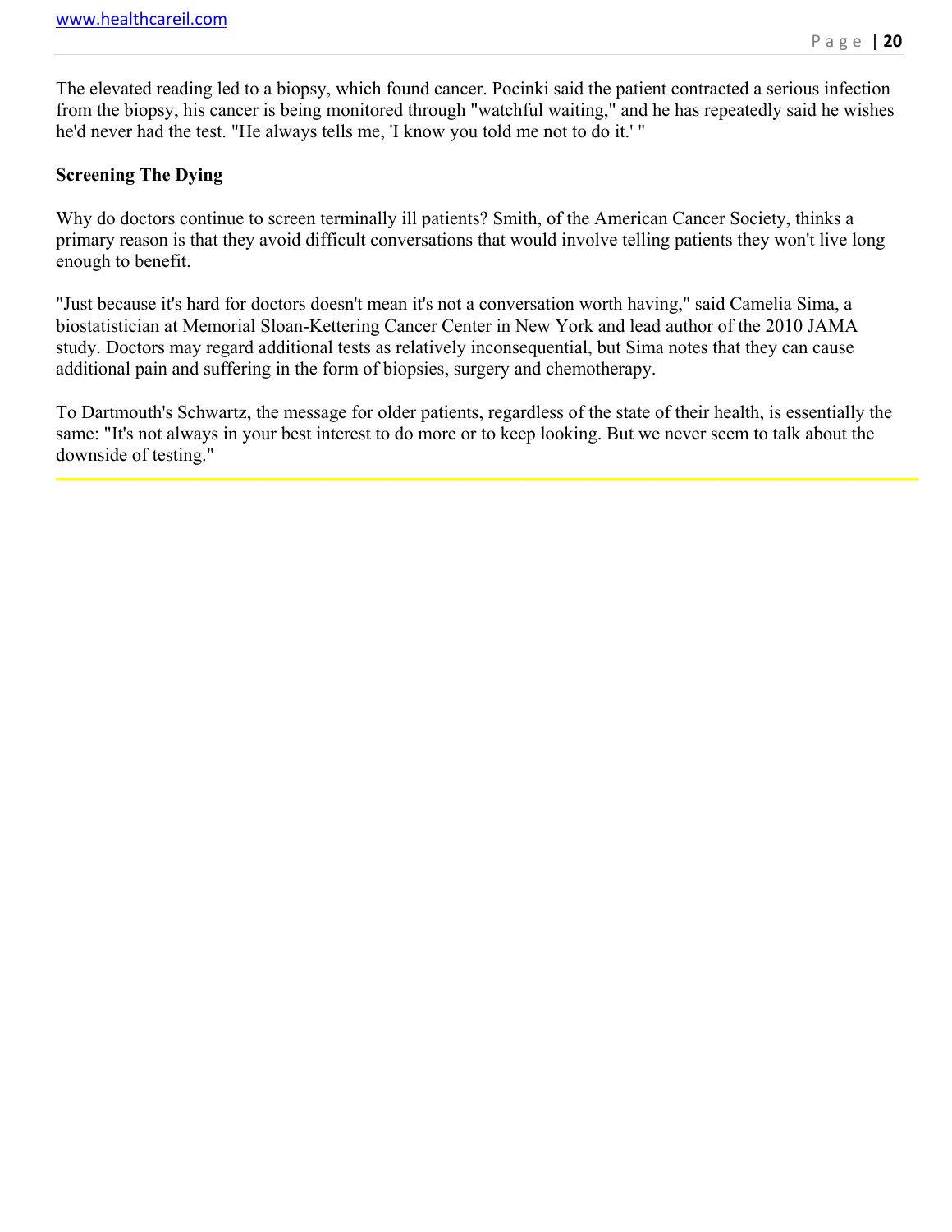The elevated reading led to a biopsy, which found cancer. Pocinki said the patient contracted a serious infection from the biopsy, his cancer is being monitored through "watchful waiting," and he has repeatedly said he wishes he'd never had the test. "He always tells me, 'I know you told me not to do it.' "

**Screening The Dying**

Why do doctors continue to screen terminally ill patients? Smith, of the American Cancer Society, thinks a primary reason is that they avoid difficult conversations that would involve telling patients they won't live long enough to benefit.

"Just because it's hard for doctors doesn't mean it's not a conversation worth having," said Camelia Sima, a biostatistician at Memorial Sloan-Kettering Cancer Center in New York and lead author of the 2010 JAMA study. Doctors may regard additional tests as relatively inconsequential, but Sima notes that they can cause additional pain and suffering in the form of biopsies, surgery and chemotherapy.

To Dartmouth's Schwartz, the message for older patients, regardless of the state of their health, is essentially the same: "It's not always in your best interest to do more or to keep looking. But we never seem to talk about the downside of testing."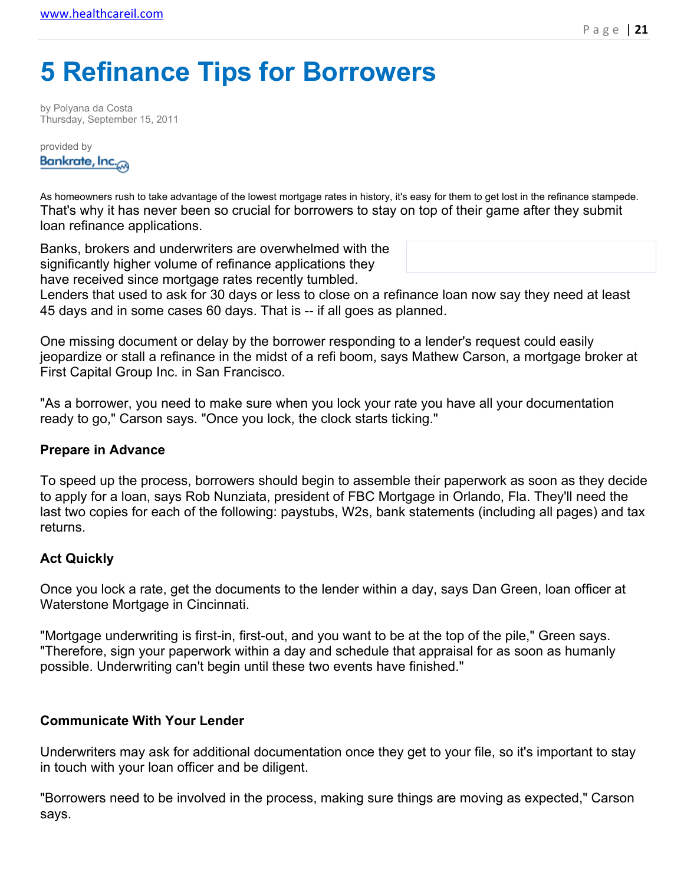# 5 Refinance Tips for Borrowers

by Polyana da Costa
Thursday, September 15, 2011

provided by
Bankrate, Inc.

As homeowners rush to take advantage of the lowest mortgage rates in history, it's easy for them to get lost in the refinance stampede. That's why it has never been so crucial for borrowers to stay on top of their game after they submit loan refinance applications.

Banks, brokers and underwriters are overwhelmed with the significantly higher volume of refinance applications they have received since mortgage rates recently tumbled. Lenders that used to ask for 30 days or less to close on a refinance loan now say they need at least 45 days and in some cases 60 days. That is -- if all goes as planned.

One missing document or delay by the borrower responding to a lender's request could easily jeopardize or stall a refinance in the midst of a refi boom, says Mathew Carson, a mortgage broker at First Capital Group Inc. in San Francisco.

"As a borrower, you need to make sure when you lock your rate you have all your documentation ready to go," Carson says. "Once you lock, the clock starts ticking."

**Prepare in Advance**

To speed up the process, borrowers should begin to assemble their paperwork as soon as they decide to apply for a loan, says Rob Nunziata, president of FBC Mortgage in Orlando, Fla. They'll need the last two copies for each of the following: paystubs, W2s, bank statements (including all pages) and tax returns.

**Act Quickly**

Once you lock a rate, get the documents to the lender within a day, says Dan Green, loan officer at Waterstone Mortgage in Cincinnati.

"Mortgage underwriting is first-in, first-out, and you want to be at the top of the pile," Green says. "Therefore, sign your paperwork within a day and schedule that appraisal for as soon as humanly possible. Underwriting can't begin until these two events have finished."

**Communicate With Your Lender**

Underwriters may ask for additional documentation once they get to your file, so it's important to stay in touch with your loan officer and be diligent.

"Borrowers need to be involved in the process, making sure things are moving as expected," Carson says.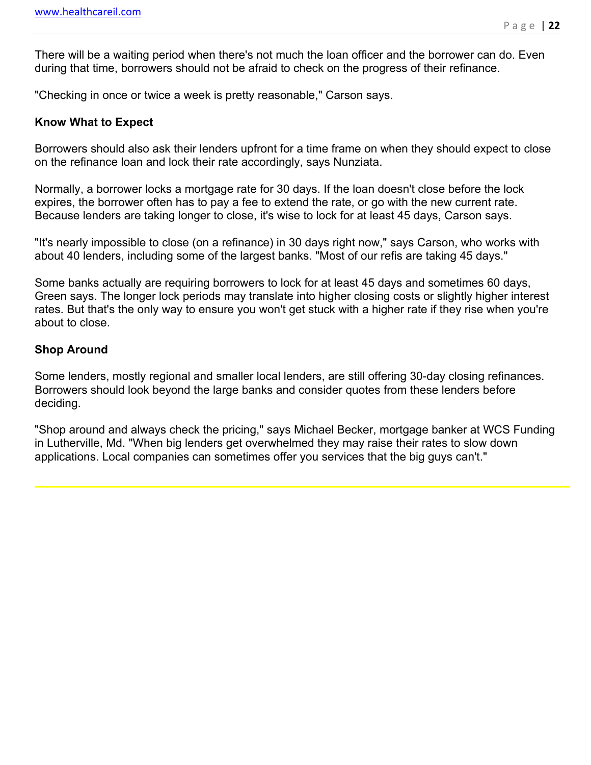There will be a waiting period when there's not much the loan officer and the borrower can do. Even during that time, borrowers should not be afraid to check on the progress of their refinance.

"Checking in once or twice a week is pretty reasonable," Carson says.

**Know What to Expect**

Borrowers should also ask their lenders upfront for a time frame on when they should expect to close on the refinance loan and lock their rate accordingly, says Nunziata.

Normally, a borrower locks a mortgage rate for 30 days. If the loan doesn't close before the lock expires, the borrower often has to pay a fee to extend the rate, or go with the new current rate. Because lenders are taking longer to close, it's wise to lock for at least 45 days, Carson says.

"It's nearly impossible to close (on a refinance) in 30 days right now," says Carson, who works with about 40 lenders, including some of the largest banks. "Most of our refis are taking 45 days."

Some banks actually are requiring borrowers to lock for at least 45 days and sometimes 60 days, Green says. The longer lock periods may translate into higher closing costs or slightly higher interest rates. But that's the only way to ensure you won't get stuck with a higher rate if they rise when you're about to close.

**Shop Around**

Some lenders, mostly regional and smaller local lenders, are still offering 30-day closing refinances. Borrowers should look beyond the large banks and consider quotes from these lenders before deciding.

"Shop around and always check the pricing," says Michael Becker, mortgage banker at WCS Funding in Lutherville, Md. "When big lenders get overwhelmed they may raise their rates to slow down applications. Local companies can sometimes offer you services that the big guys can't."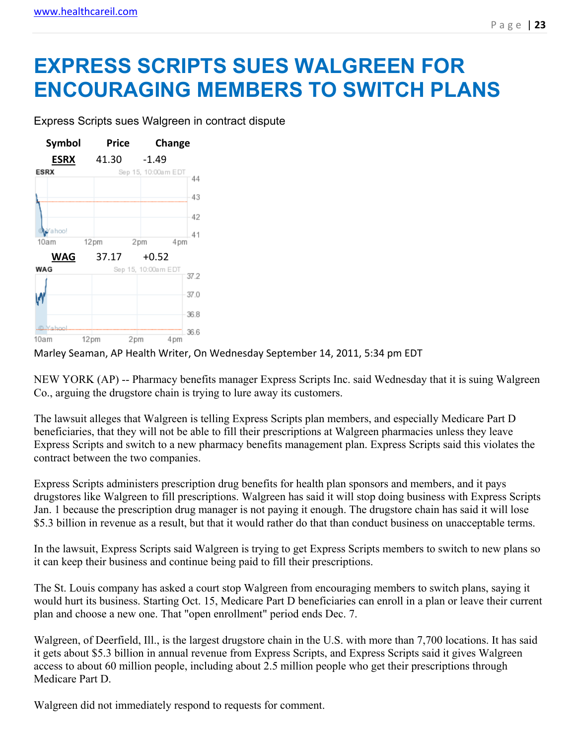# EXPRESS SCRIPTS SUES WALGREEN FOR ENCOURAGING MEMBERS TO SWITCH PLANS

Express Scripts sues Walgreen in contract dispute

| Symbol | Price | Change |
|---|---|---|
| ESRX | 41.30 | -1.49 |
| WAG | 37.17 | +0.52 |

Marley Seaman, AP Health Writer, On Wednesday September 14, 2011, 5:34 pm EDT

NEW YORK (AP) -- Pharmacy benefits manager Express Scripts Inc. said Wednesday that it is suing Walgreen Co., arguing the drugstore chain is trying to lure away its customers.

The lawsuit alleges that Walgreen is telling Express Scripts plan members, and especially Medicare Part D beneficiaries, that they will not be able to fill their prescriptions at Walgreen pharmacies unless they leave Express Scripts and switch to a new pharmacy benefits management plan. Express Scripts said this violates the contract between the two companies.

Express Scripts administers prescription drug benefits for health plan sponsors and members, and it pays drugstores like Walgreen to fill prescriptions. Walgreen has said it will stop doing business with Express Scripts Jan. 1 because the prescription drug manager is not paying it enough. The drugstore chain has said it will lose $5.3 billion in revenue as a result, but that it would rather do that than conduct business on unacceptable terms.

In the lawsuit, Express Scripts said Walgreen is trying to get Express Scripts members to switch to new plans so it can keep their business and continue being paid to fill their prescriptions.

The St. Louis company has asked a court stop Walgreen from encouraging members to switch plans, saying it would hurt its business. Starting Oct. 15, Medicare Part D beneficiaries can enroll in a plan or leave their current plan and choose a new one. That "open enrollment" period ends Dec. 7.

Walgreen, of Deerfield, Ill., is the largest drugstore chain in the U.S. with more than 7,700 locations. It has said it gets about $5.3 billion in annual revenue from Express Scripts, and Express Scripts said it gives Walgreen access to about 60 million people, including about 2.5 million people who get their prescriptions through Medicare Part D.

Walgreen did not immediately respond to requests for comment.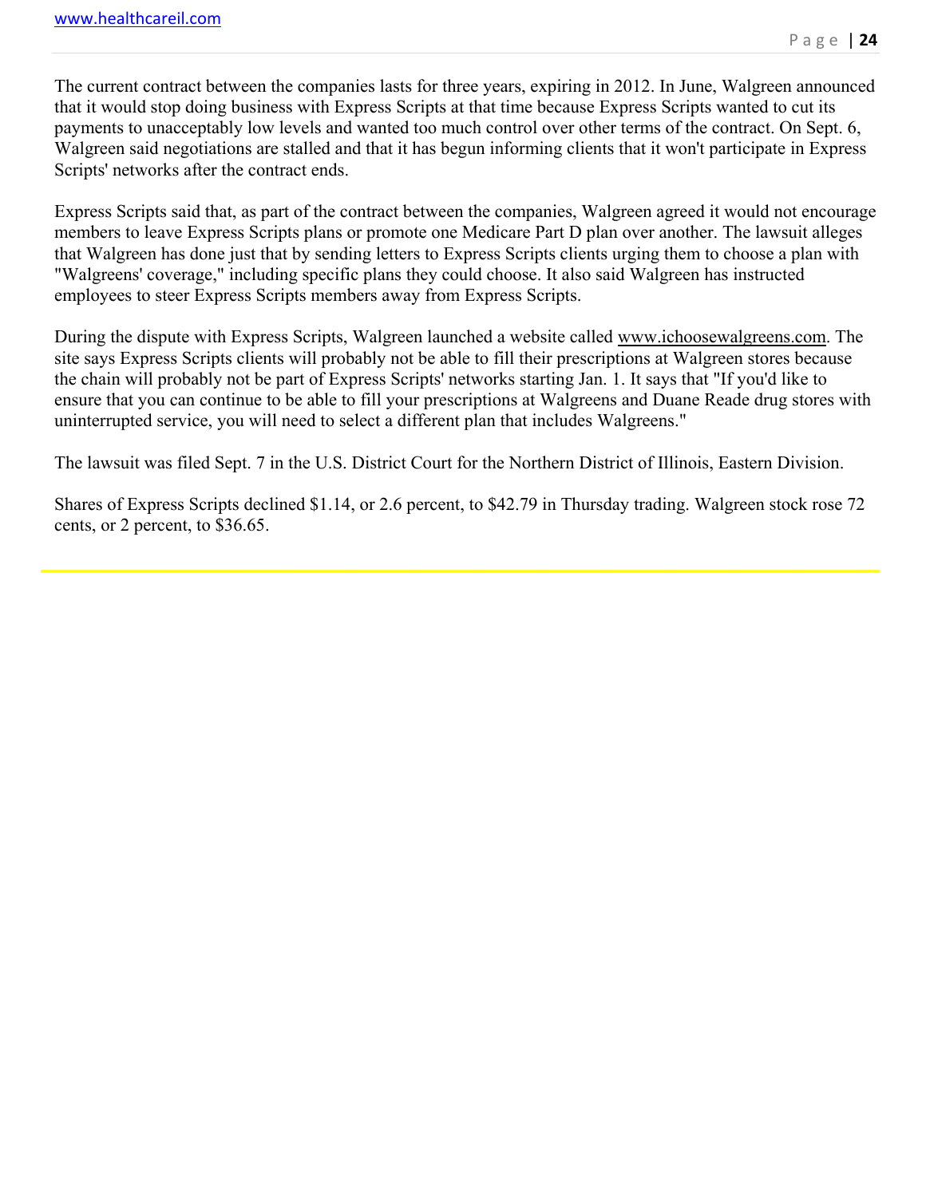The current contract between the companies lasts for three years, expiring in 2012. In June, Walgreen announced that it would stop doing business with Express Scripts at that time because Express Scripts wanted to cut its payments to unacceptably low levels and wanted too much control over other terms of the contract. On Sept. 6, Walgreen said negotiations are stalled and that it has begun informing clients that it won't participate in Express Scripts' networks after the contract ends.

Express Scripts said that, as part of the contract between the companies, Walgreen agreed it would not encourage members to leave Express Scripts plans or promote one Medicare Part D plan over another. The lawsuit alleges that Walgreen has done just that by sending letters to Express Scripts clients urging them to choose a plan with "Walgreens' coverage," including specific plans they could choose. It also said Walgreen has instructed employees to steer Express Scripts members away from Express Scripts.

During the dispute with Express Scripts, Walgreen launched a website called www.ichoosewalgreens.com. The site says Express Scripts clients will probably not be able to fill their prescriptions at Walgreen stores because the chain will probably not be part of Express Scripts' networks starting Jan. 1. It says that "If you'd like to ensure that you can continue to be able to fill your prescriptions at Walgreens and Duane Reade drug stores with uninterrupted service, you will need to select a different plan that includes Walgreens."

The lawsuit was filed Sept. 7 in the U.S. District Court for the Northern District of Illinois, Eastern Division.

Shares of Express Scripts declined $1.14, or 2.6 percent, to $42.79 in Thursday trading. Walgreen stock rose 72 cents, or 2 percent, to $36.65.

---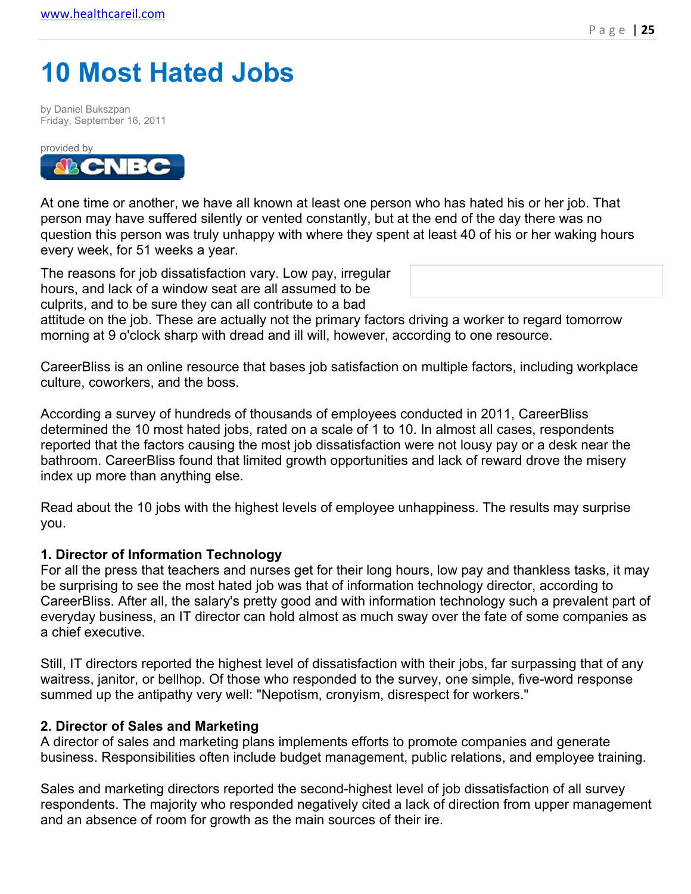# 10 Most Hated Jobs

by Daniel Bukszpan
Friday, September 16, 2011

provided by CNBC

At one time or another, we have all known at least one person who has hated his or her job. That person may have suffered silently or vented constantly, but at the end of the day there was no question this person was truly unhappy with where they spent at least 40 of his or her waking hours every week, for 51 weeks a year.

The reasons for job dissatisfaction vary. Low pay, irregular hours, and lack of a window seat are all assumed to be culprits, and to be sure they can all contribute to a bad attitude on the job. These are actually not the primary factors driving a worker to regard tomorrow morning at 9 o'clock sharp with dread and ill will, however, according to one resource.

CareerBliss is an online resource that bases job satisfaction on multiple factors, including workplace culture, coworkers, and the boss.

According a survey of hundreds of thousands of employees conducted in 2011, CareerBliss determined the 10 most hated jobs, rated on a scale of 1 to 10. In almost all cases, respondents reported that the factors causing the most job dissatisfaction were not lousy pay or a desk near the bathroom. CareerBliss found that limited growth opportunities and lack of reward drove the misery index up more than anything else.

Read about the 10 jobs with the highest levels of employee unhappiness. The results may surprise you.

**1. Director of Information Technology**
For all the press that teachers and nurses get for their long hours, low pay and thankless tasks, it may be surprising to see the most hated job was that of information technology director, according to CareerBliss. After all, the salary's pretty good and with information technology such a prevalent part of everyday business, an IT director can hold almost as much sway over the fate of some companies as a chief executive.

Still, IT directors reported the highest level of dissatisfaction with their jobs, far surpassing that of any waitress, janitor, or bellhop. Of those who responded to the survey, one simple, five-word response summed up the antipathy very well: "Nepotism, cronyism, disrespect for workers."

**2. Director of Sales and Marketing**
A director of sales and marketing plans implements efforts to promote companies and generate business. Responsibilities often include budget management, public relations, and employee training.

Sales and marketing directors reported the second-highest level of job dissatisfaction of all survey respondents. The majority who responded negatively cited a lack of direction from upper management and an absence of room for growth as the main sources of their ire.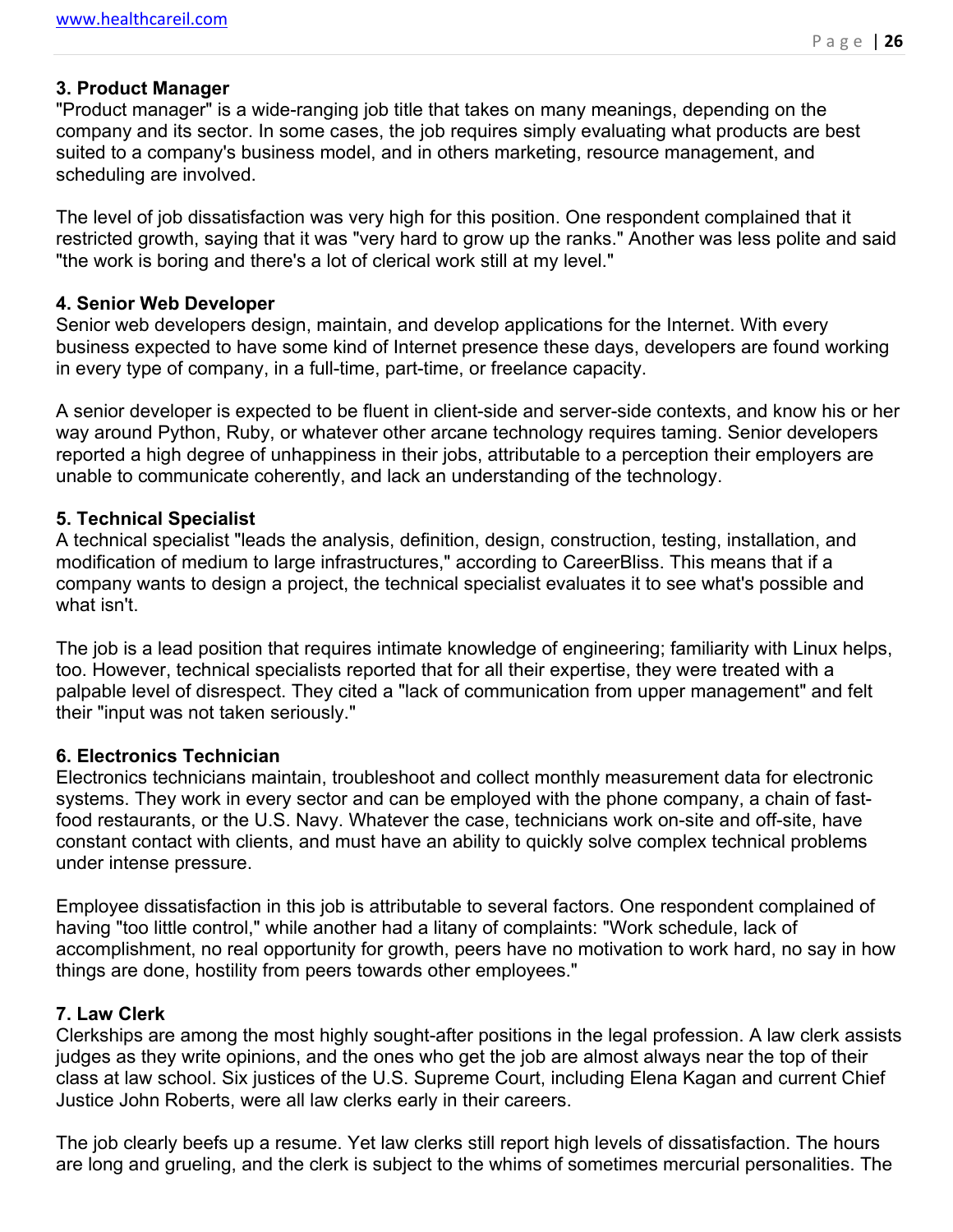**3. Product Manager**

"Product manager" is a wide-ranging job title that takes on many meanings, depending on the company and its sector. In some cases, the job requires simply evaluating what products are best suited to a company's business model, and in others marketing, resource management, and scheduling are involved.

The level of job dissatisfaction was very high for this position. One respondent complained that it restricted growth, saying that it was "very hard to grow up the ranks." Another was less polite and said "the work is boring and there's a lot of clerical work still at my level."

**4. Senior Web Developer**

Senior web developers design, maintain, and develop applications for the Internet. With every business expected to have some kind of Internet presence these days, developers are found working in every type of company, in a full-time, part-time, or freelance capacity.

A senior developer is expected to be fluent in client-side and server-side contexts, and know his or her way around Python, Ruby, or whatever other arcane technology requires taming. Senior developers reported a high degree of unhappiness in their jobs, attributable to a perception their employers are unable to communicate coherently, and lack an understanding of the technology.

**5. Technical Specialist**

A technical specialist "leads the analysis, definition, design, construction, testing, installation, and modification of medium to large infrastructures," according to CareerBliss. This means that if a company wants to design a project, the technical specialist evaluates it to see what's possible and what isn't.

The job is a lead position that requires intimate knowledge of engineering; familiarity with Linux helps, too. However, technical specialists reported that for all their expertise, they were treated with a palpable level of disrespect. They cited a "lack of communication from upper management" and felt their "input was not taken seriously."

**6. Electronics Technician**

Electronics technicians maintain, troubleshoot and collect monthly measurement data for electronic systems. They work in every sector and can be employed with the phone company, a chain of fast-food restaurants, or the U.S. Navy. Whatever the case, technicians work on-site and off-site, have constant contact with clients, and must have an ability to quickly solve complex technical problems under intense pressure.

Employee dissatisfaction in this job is attributable to several factors. One respondent complained of having "too little control," while another had a litany of complaints: "Work schedule, lack of accomplishment, no real opportunity for growth, peers have no motivation to work hard, no say in how things are done, hostility from peers towards other employees."

**7. Law Clerk**

Clerkships are among the most highly sought-after positions in the legal profession. A law clerk assists judges as they write opinions, and the ones who get the job are almost always near the top of their class at law school. Six justices of the U.S. Supreme Court, including Elena Kagan and current Chief Justice John Roberts, were all law clerks early in their careers.

The job clearly beefs up a resume. Yet law clerks still report high levels of dissatisfaction. The hours are long and grueling, and the clerk is subject to the whims of sometimes mercurial personalities. The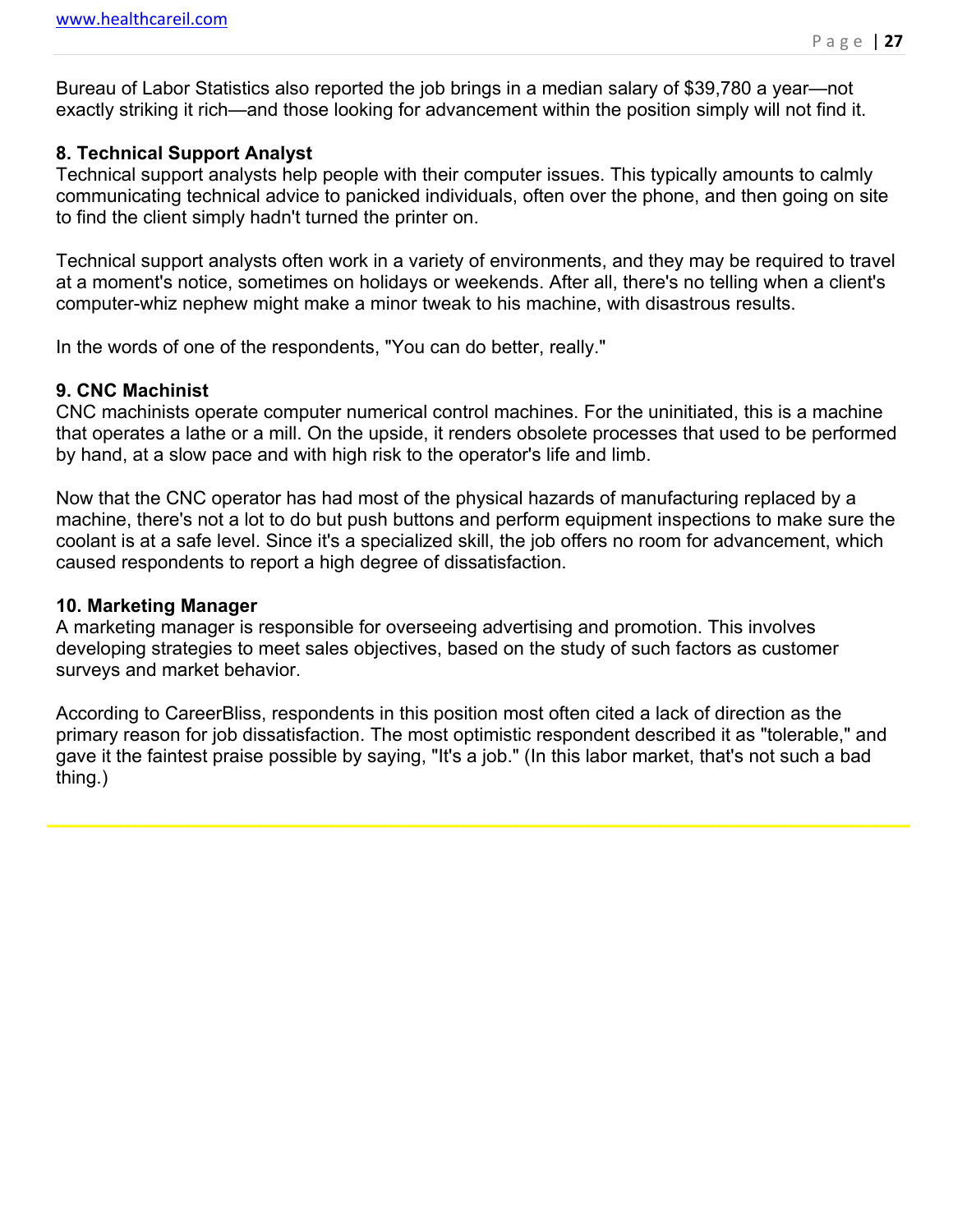Bureau of Labor Statistics also reported the job brings in a median salary of $39,780 a year—not exactly striking it rich—and those looking for advancement within the position simply will not find it.

**8. Technical Support Analyst**

Technical support analysts help people with their computer issues. This typically amounts to calmly communicating technical advice to panicked individuals, often over the phone, and then going on site to find the client simply hadn't turned the printer on.

Technical support analysts often work in a variety of environments, and they may be required to travel at a moment's notice, sometimes on holidays or weekends. After all, there's no telling when a client's computer-whiz nephew might make a minor tweak to his machine, with disastrous results.

In the words of one of the respondents, "You can do better, really."

**9. CNC Machinist**

CNC machinists operate computer numerical control machines. For the uninitiated, this is a machine that operates a lathe or a mill. On the upside, it renders obsolete processes that used to be performed by hand, at a slow pace and with high risk to the operator's life and limb.

Now that the CNC operator has had most of the physical hazards of manufacturing replaced by a machine, there's not a lot to do but push buttons and perform equipment inspections to make sure the coolant is at a safe level. Since it's a specialized skill, the job offers no room for advancement, which caused respondents to report a high degree of dissatisfaction.

**10. Marketing Manager**

A marketing manager is responsible for overseeing advertising and promotion. This involves developing strategies to meet sales objectives, based on the study of such factors as customer surveys and market behavior.

According to CareerBliss, respondents in this position most often cited a lack of direction as the primary reason for job dissatisfaction. The most optimistic respondent described it as "tolerable," and gave it the faintest praise possible by saying, "It's a job." (In this labor market, that's not such a bad thing.)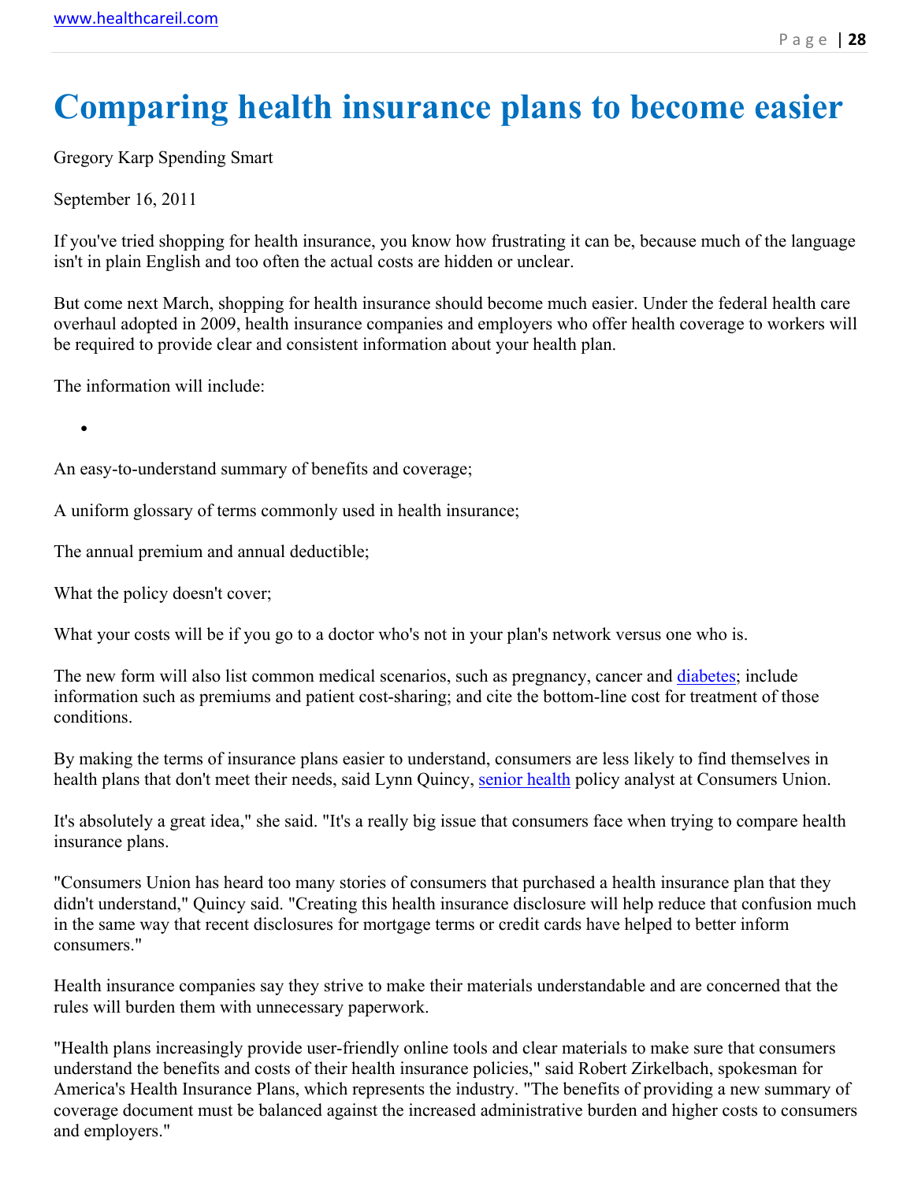# Comparing health insurance plans to become easier

Gregory Karp Spending Smart

September 16, 2011

If you've tried shopping for health insurance, you know how frustrating it can be, because much of the language isn't in plain English and too often the actual costs are hidden or unclear.

But come next March, shopping for health insurance should become much easier. Under the federal health care overhaul adopted in 2009, health insurance companies and employers who offer health coverage to workers will be required to provide clear and consistent information about your health plan.

The information will include:

- 

An easy-to-understand summary of benefits and coverage;

A uniform glossary of terms commonly used in health insurance;

The annual premium and annual deductible;

What the policy doesn't cover;

What your costs will be if you go to a doctor who's not in your plan's network versus one who is.

The new form will also list common medical scenarios, such as pregnancy, cancer and diabetes; include information such as premiums and patient cost-sharing; and cite the bottom-line cost for treatment of those conditions.

By making the terms of insurance plans easier to understand, consumers are less likely to find themselves in health plans that don't meet their needs, said Lynn Quincy, senior health policy analyst at Consumers Union.

It's absolutely a great idea," she said. "It's a really big issue that consumers face when trying to compare health insurance plans.

"Consumers Union has heard too many stories of consumers that purchased a health insurance plan that they didn't understand," Quincy said. "Creating this health insurance disclosure will help reduce that confusion much in the same way that recent disclosures for mortgage terms or credit cards have helped to better inform consumers."

Health insurance companies say they strive to make their materials understandable and are concerned that the rules will burden them with unnecessary paperwork.

"Health plans increasingly provide user-friendly online tools and clear materials to make sure that consumers understand the benefits and costs of their health insurance policies," said Robert Zirkelbach, spokesman for America's Health Insurance Plans, which represents the industry. "The benefits of providing a new summary of coverage document must be balanced against the increased administrative burden and higher costs to consumers and employers."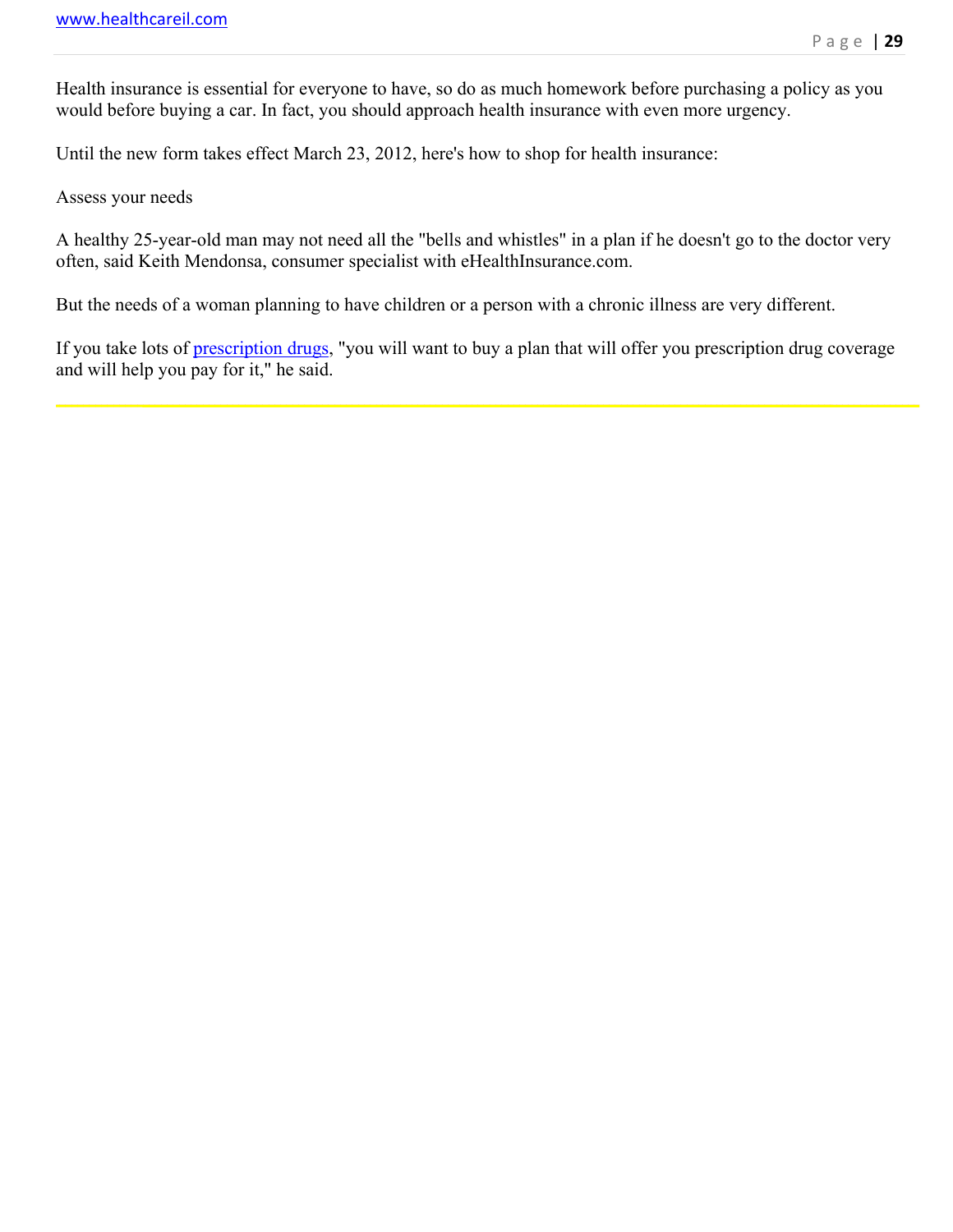Health insurance is essential for everyone to have, so do as much homework before purchasing a policy as you would before buying a car. In fact, you should approach health insurance with even more urgency.

Until the new form takes effect March 23, 2012, here's how to shop for health insurance:

Assess your needs

A healthy 25-year-old man may not need all the "bells and whistles" in a plan if he doesn't go to the doctor very often, said Keith Mendonsa, consumer specialist with eHealthInsurance.com.

But the needs of a woman planning to have children or a person with a chronic illness are very different.

If you take lots of prescription drugs, "you will want to buy a plan that will offer you prescription drug coverage and will help you pay for it," he said.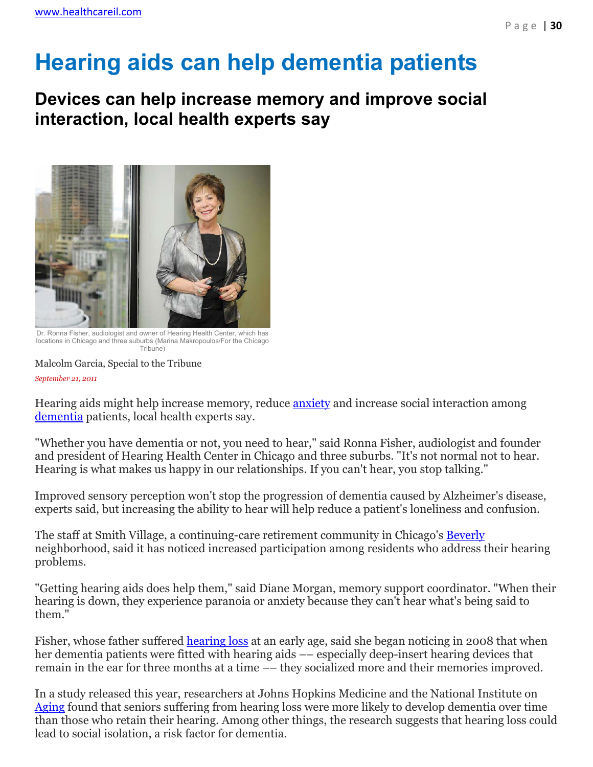# Hearing aids can help dementia patients

## Devices can help increase memory and improve social interaction, local health experts say

Dr. Ronna Fisher, audiologist and owner of Hearing Health Center, which has locations in Chicago and three suburbs (Marina Makropoulos/For the Chicago Tribune)

Malcolm Garcia, Special to the Tribune

*September 21, 2011*

Hearing aids might help increase memory, reduce anxiety and increase social interaction among dementia patients, local health experts say.

"Whether you have dementia or not, you need to hear," said Ronna Fisher, audiologist and founder and president of Hearing Health Center in Chicago and three suburbs. "It's not normal not to hear. Hearing is what makes us happy in our relationships. If you can't hear, you stop talking."

Improved sensory perception won't stop the progression of dementia caused by Alzheimer's disease, experts said, but increasing the ability to hear will help reduce a patient's loneliness and confusion.

The staff at Smith Village, a continuing-care retirement community in Chicago's Beverly neighborhood, said it has noticed increased participation among residents who address their hearing problems.

"Getting hearing aids does help them," said Diane Morgan, memory support coordinator. "When their hearing is down, they experience paranoia or anxiety because they can't hear what's being said to them."

Fisher, whose father suffered hearing loss at an early age, said she began noticing in 2008 that when her dementia patients were fitted with hearing aids –– especially deep-insert hearing devices that remain in the ear for three months at a time –– they socialized more and their memories improved.

In a study released this year, researchers at Johns Hopkins Medicine and the National Institute on Aging found that seniors suffering from hearing loss were more likely to develop dementia over time than those who retain their hearing. Among other things, the research suggests that hearing loss could lead to social isolation, a risk factor for dementia.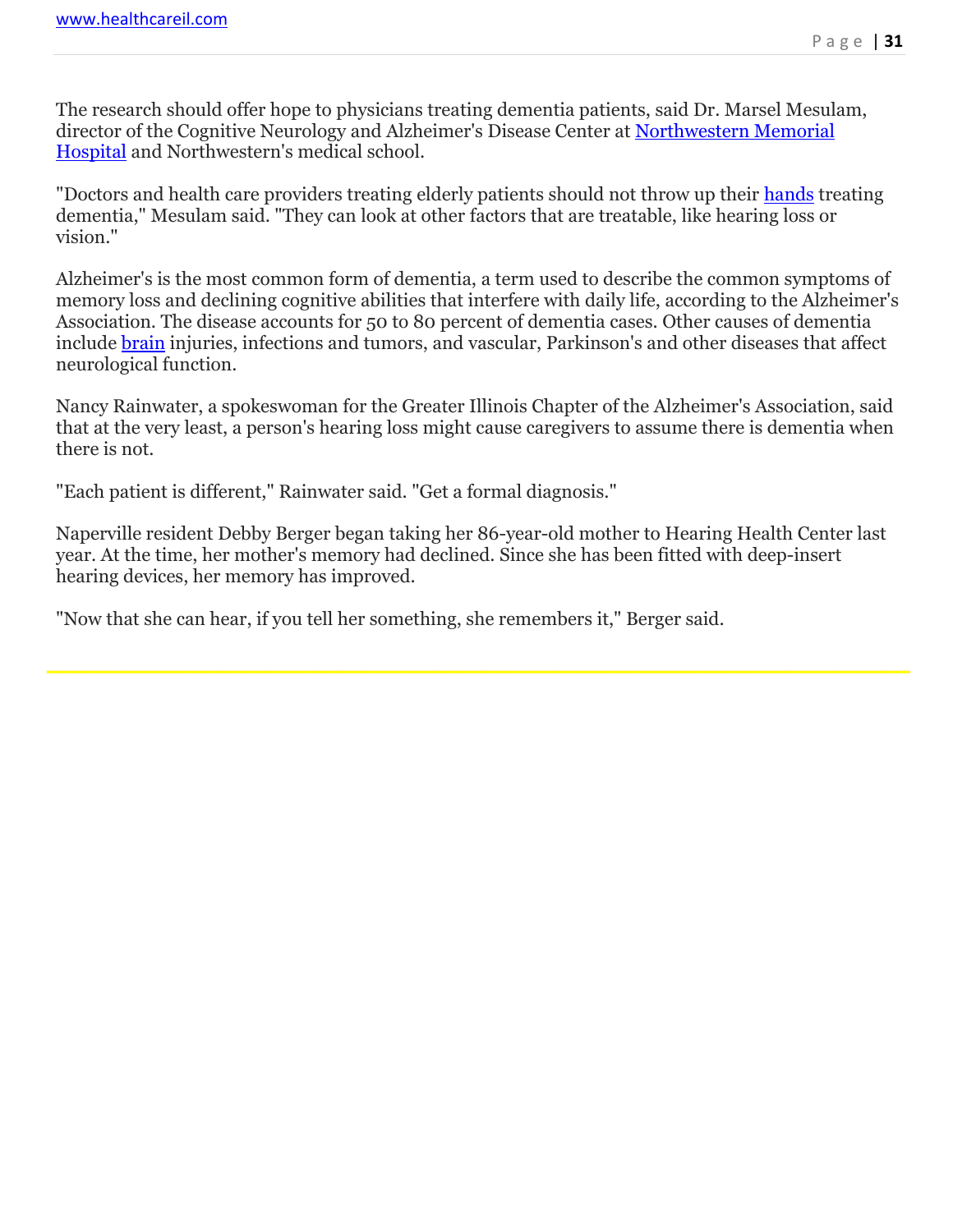The research should offer hope to physicians treating dementia patients, said Dr. Marsel Mesulam, director of the Cognitive Neurology and Alzheimer's Disease Center at Northwestern Memorial Hospital and Northwestern's medical school.

"Doctors and health care providers treating elderly patients should not throw up their hands treating dementia," Mesulam said. "They can look at other factors that are treatable, like hearing loss or vision."

Alzheimer's is the most common form of dementia, a term used to describe the common symptoms of memory loss and declining cognitive abilities that interfere with daily life, according to the Alzheimer's Association. The disease accounts for 50 to 80 percent of dementia cases. Other causes of dementia include brain injuries, infections and tumors, and vascular, Parkinson's and other diseases that affect neurological function.

Nancy Rainwater, a spokeswoman for the Greater Illinois Chapter of the Alzheimer's Association, said that at the very least, a person's hearing loss might cause caregivers to assume there is dementia when there is not.

"Each patient is different," Rainwater said. "Get a formal diagnosis."

Naperville resident Debby Berger began taking her 86-year-old mother to Hearing Health Center last year. At the time, her mother's memory had declined. Since she has been fitted with deep-insert hearing devices, her memory has improved.

"Now that she can hear, if you tell her something, she remembers it," Berger said.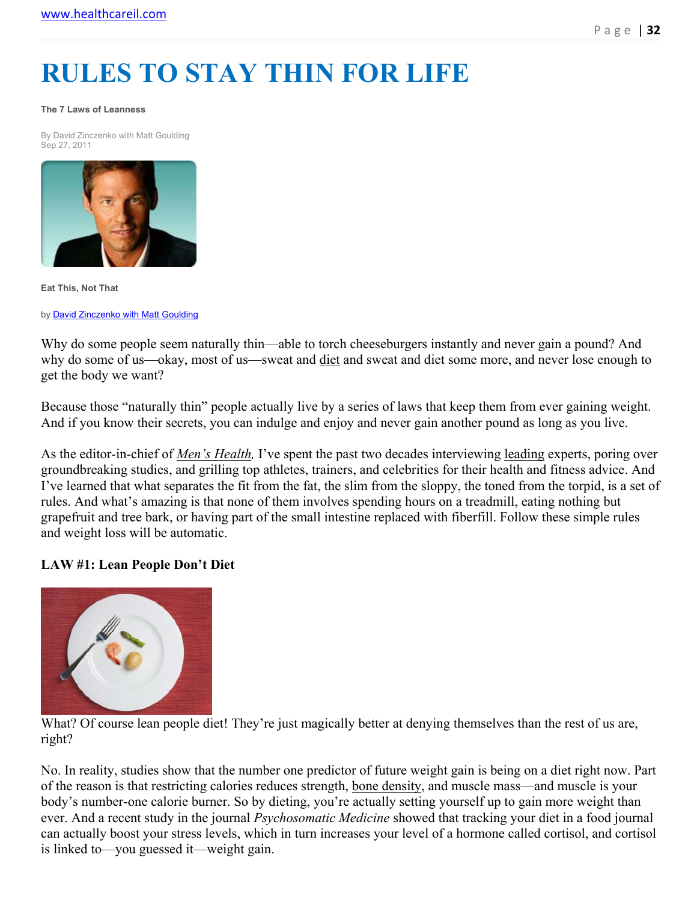# RULES TO STAY THIN FOR LIFE

**The 7 Laws of Leanness**

By David Zinczenko with Matt Goulding
Sep 27, 2011

**Eat This, Not That**

by David Zinczenko with Matt Goulding

Why do some people seem naturally thin—able to torch cheeseburgers instantly and never gain a pound? And why do some of us—okay, most of us—sweat and diet and sweat and diet some more, and never lose enough to get the body we want?

Because those "naturally thin" people actually live by a series of laws that keep them from ever gaining weight. And if you know their secrets, you can indulge and enjoy and never gain another pound as long as you live.

As the editor-in-chief of *Men's Health,* I've spent the past two decades interviewing leading experts, poring over groundbreaking studies, and grilling top athletes, trainers, and celebrities for their health and fitness advice. And I've learned that what separates the fit from the fat, the slim from the sloppy, the toned from the torpid, is a set of rules. And what's amazing is that none of them involves spending hours on a treadmill, eating nothing but grapefruit and tree bark, or having part of the small intestine replaced with fiberfill. Follow these simple rules and weight loss will be automatic.

### LAW #1: Lean People Don't Diet

What? Of course lean people diet! They're just magically better at denying themselves than the rest of us are, right?

No. In reality, studies show that the number one predictor of future weight gain is being on a diet right now. Part of the reason is that restricting calories reduces strength, bone density, and muscle mass—and muscle is your body's number-one calorie burner. So by dieting, you're actually setting yourself up to gain more weight than ever. And a recent study in the journal *Psychosomatic Medicine* showed that tracking your diet in a food journal can actually boost your stress levels, which in turn increases your level of a hormone called cortisol, and cortisol is linked to—you guessed it—weight gain.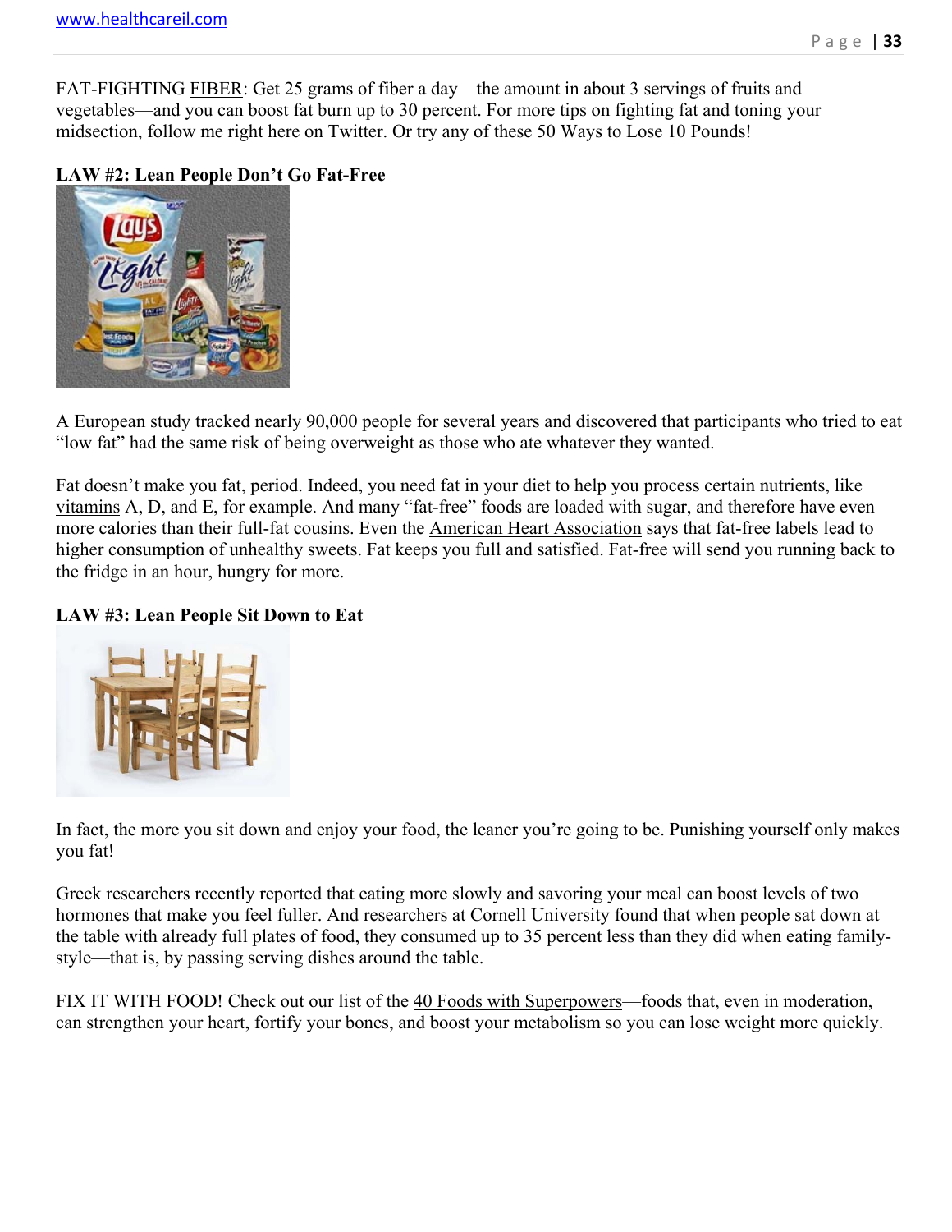FAT-FIGHTING FIBER: Get 25 grams of fiber a day—the amount in about 3 servings of fruits and vegetables—and you can boost fat burn up to 30 percent. For more tips on fighting fat and toning your midsection, follow me right here on Twitter. Or try any of these 50 Ways to Lose 10 Pounds!

**LAW #2: Lean People Don't Go Fat-Free**

A European study tracked nearly 90,000 people for several years and discovered that participants who tried to eat "low fat" had the same risk of being overweight as those who ate whatever they wanted.

Fat doesn't make you fat, period. Indeed, you need fat in your diet to help you process certain nutrients, like vitamins A, D, and E, for example. And many "fat-free" foods are loaded with sugar, and therefore have even more calories than their full-fat cousins. Even the American Heart Association says that fat-free labels lead to higher consumption of unhealthy sweets. Fat keeps you full and satisfied. Fat-free will send you running back to the fridge in an hour, hungry for more.

**LAW #3: Lean People Sit Down to Eat**

In fact, the more you sit down and enjoy your food, the leaner you're going to be. Punishing yourself only makes you fat!

Greek researchers recently reported that eating more slowly and savoring your meal can boost levels of two hormones that make you feel fuller. And researchers at Cornell University found that when people sat down at the table with already full plates of food, they consumed up to 35 percent less than they did when eating family-style—that is, by passing serving dishes around the table.

FIX IT WITH FOOD! Check out our list of the 40 Foods with Superpowers—foods that, even in moderation, can strengthen your heart, fortify your bones, and boost your metabolism so you can lose weight more quickly.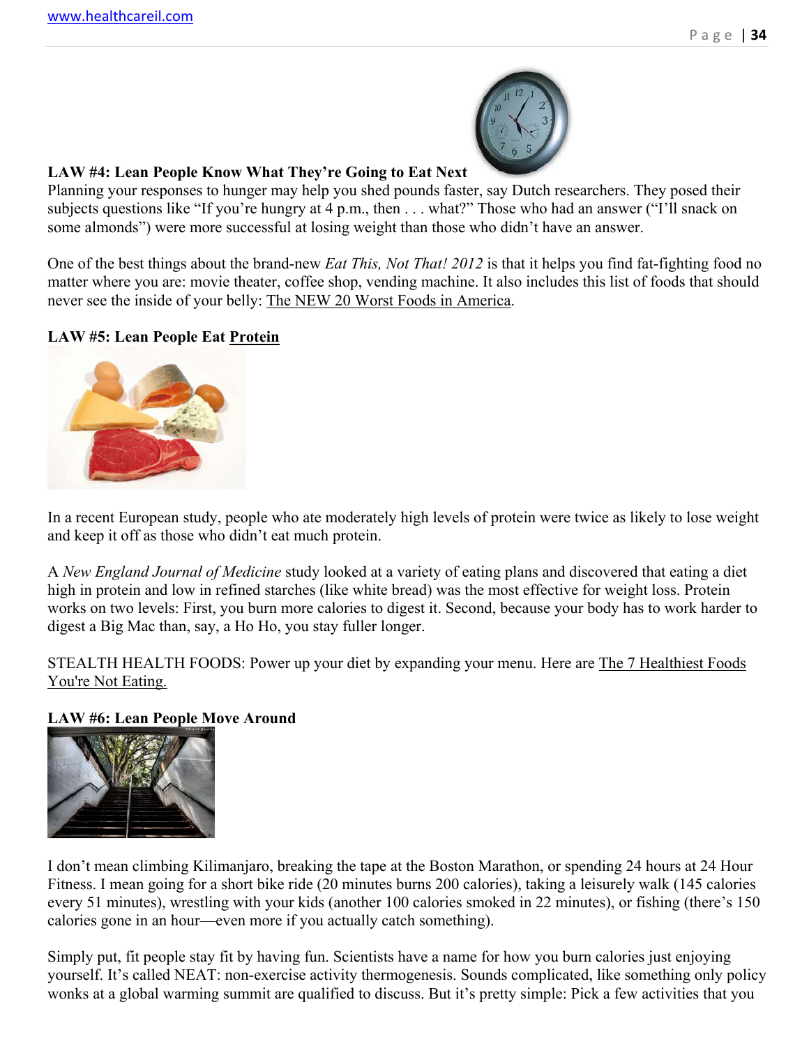**LAW #4: Lean People Know What They're Going to Eat Next**

Planning your responses to hunger may help you shed pounds faster, say Dutch researchers. They posed their subjects questions like "If you're hungry at 4 p.m., then . . . what?" Those who had an answer ("I'll snack on some almonds") were more successful at losing weight than those who didn't have an answer.

One of the best things about the brand-new *Eat This, Not That! 2012* is that it helps you find fat-fighting food no matter where you are: movie theater, coffee shop, vending machine. It also includes this list of foods that should never see the inside of your belly: The NEW 20 Worst Foods in America.

**LAW #5: Lean People Eat Protein**

In a recent European study, people who ate moderately high levels of protein were twice as likely to lose weight and keep it off as those who didn't eat much protein.

A *New England Journal of Medicine* study looked at a variety of eating plans and discovered that eating a diet high in protein and low in refined starches (like white bread) was the most effective for weight loss. Protein works on two levels: First, you burn more calories to digest it. Second, because your body has to work harder to digest a Big Mac than, say, a Ho Ho, you stay fuller longer.

STEALTH HEALTH FOODS: Power up your diet by expanding your menu. Here are The 7 Healthiest Foods You're Not Eating.

**LAW #6: Lean People Move Around**

I don't mean climbing Kilimanjaro, breaking the tape at the Boston Marathon, or spending 24 hours at 24 Hour Fitness. I mean going for a short bike ride (20 minutes burns 200 calories), taking a leisurely walk (145 calories every 51 minutes), wrestling with your kids (another 100 calories smoked in 22 minutes), or fishing (there's 150 calories gone in an hour—even more if you actually catch something).

Simply put, fit people stay fit by having fun. Scientists have a name for how you burn calories just enjoying yourself. It's called NEAT: non-exercise activity thermogenesis. Sounds complicated, like something only policy wonks at a global warming summit are qualified to discuss. But it's pretty simple: Pick a few activities that you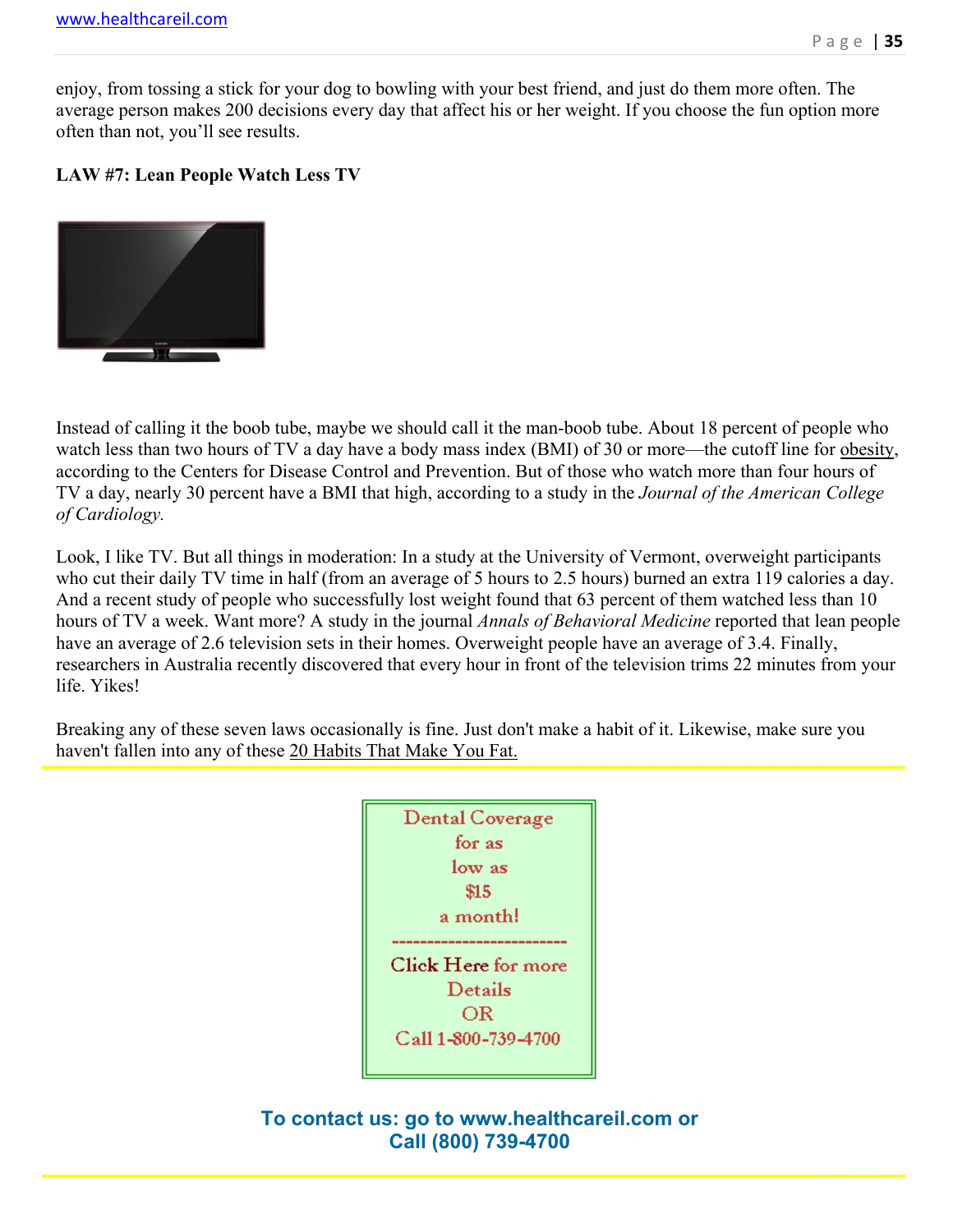enjoy, from tossing a stick for your dog to bowling with your best friend, and just do them more often. The average person makes 200 decisions every day that affect his or her weight. If you choose the fun option more often than not, you'll see results.

**LAW #7: Lean People Watch Less TV**

Instead of calling it the boob tube, maybe we should call it the man-boob tube. About 18 percent of people who watch less than two hours of TV a day have a body mass index (BMI) of 30 or more—the cutoff line for obesity, according to the Centers for Disease Control and Prevention. But of those who watch more than four hours of TV a day, nearly 30 percent have a BMI that high, according to a study in the *Journal of the American College of Cardiology.*

Look, I like TV. But all things in moderation: In a study at the University of Vermont, overweight participants who cut their daily TV time in half (from an average of 5 hours to 2.5 hours) burned an extra 119 calories a day. And a recent study of people who successfully lost weight found that 63 percent of them watched less than 10 hours of TV a week. Want more? A study in the journal *Annals of Behavioral Medicine* reported that lean people have an average of 2.6 television sets in their homes. Overweight people have an average of 3.4. Finally, researchers in Australia recently discovered that every hour in front of the television trims 22 minutes from your life. Yikes!

Breaking any of these seven laws occasionally is fine. Just don't make a habit of it. Likewise, make sure you haven't fallen into any of these 20 Habits That Make You Fat.

Dental Coverage for as low as $15 a month!

Click Here for more Details OR Call 1-800-739-4700

**To contact us: go to www.healthcareil.com or Call (800) 739-4700**